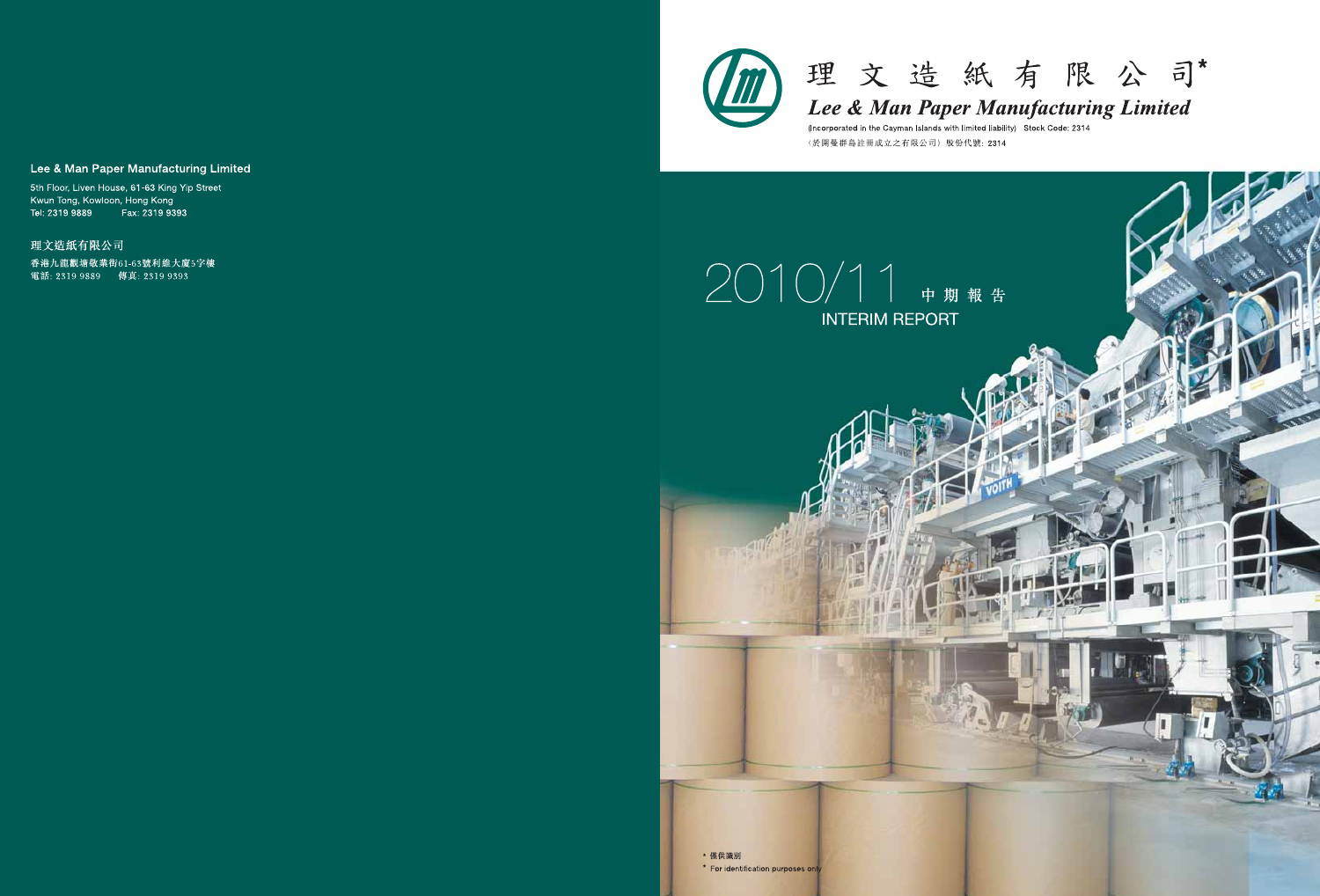**Lee & Man Paper Manufacturing Limited**

5th Floor, Liven House, 61-63 King Yip Street
Kwun Tong, Kowloon, Hong Kong
Tel: 2319 9889 Fax: 2319 9393

**理文造紙有限公司**

香港九龍觀塘敬業街61-63號利維大廈5字樓
電話: 2319 9889 傳真: 2319 9393

# 理文造紙有限公司*

# Lee & Man Paper Manufacturing Limited

(Incorporated in the Cayman Islands with limited liability) Stock Code: 2314
(於開曼群島註冊成立之有限公司) 股份代號: 2314

# 2010/11 中期報告 INTERIM REPORT

\* 僅供識別
\* For identification purposes only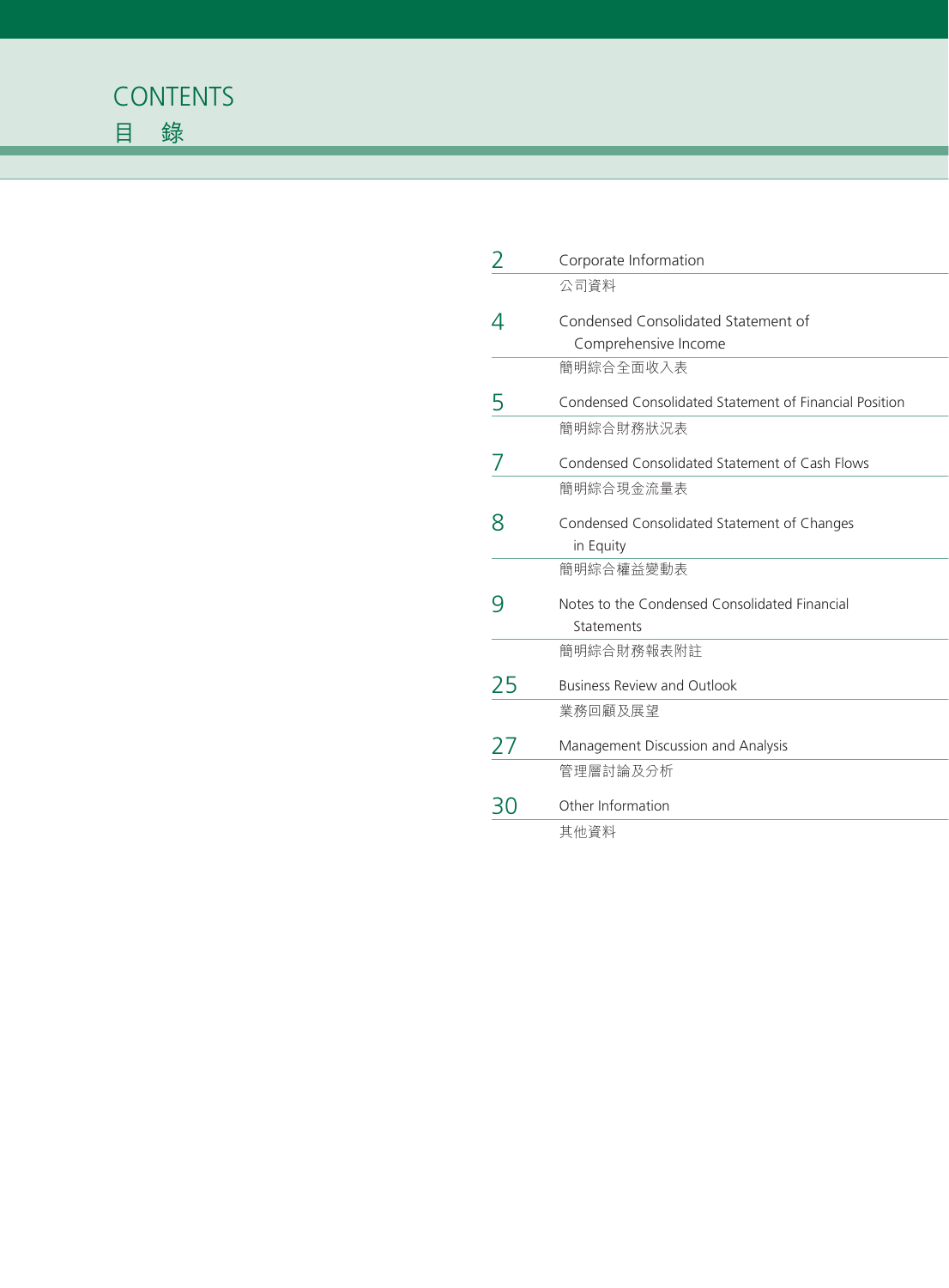# CONTENTS
# 目　錄

| | |
|---|---|
| 2 | Corporate Information<br>公司資料 |
| 4 | Condensed Consolidated Statement of Comprehensive Income<br>簡明綜合全面收入表 |
| 5 | Condensed Consolidated Statement of Financial Position<br>簡明綜合財務狀況表 |
| 7 | Condensed Consolidated Statement of Cash Flows<br>簡明綜合現金流量表 |
| 8 | Condensed Consolidated Statement of Changes in Equity<br>簡明綜合權益變動表 |
| 9 | Notes to the Condensed Consolidated Financial Statements<br>簡明綜合財務報表附註 |
| 25 | Business Review and Outlook<br>業務回顧及展望 |
| 27 | Management Discussion and Analysis<br>管理層討論及分析 |
| 30 | Other Information<br>其他資料 |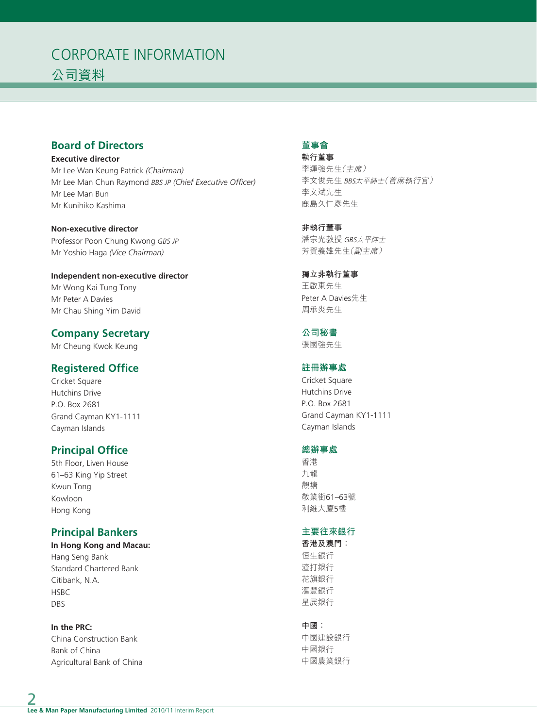# CORPORATE INFORMATION
# 公司資料

## Board of Directors

**Executive director**

Mr Lee Wan Keung Patrick *(Chairman)*
Mr Lee Man Chun Raymond *BBS JP (Chief Executive Officer)*
Mr Lee Man Bun
Mr Kunihiko Kashima

**Non-executive director**

Professor Poon Chung Kwong *GBS JP*
Mr Yoshio Haga *(Vice Chairman)*

**Independent non-executive director**

Mr Wong Kai Tung Tony
Mr Peter A Davies
Mr Chau Shing Yim David

## Company Secretary

Mr Cheung Kwok Keung

## Registered Office

Cricket Square
Hutchins Drive
P.O. Box 2681
Grand Cayman KY1-1111
Cayman Islands

## Principal Office

5th Floor, Liven House
61–63 King Yip Street
Kwun Tong
Kowloon
Hong Kong

## Principal Bankers

**In Hong Kong and Macau:**

Hang Seng Bank
Standard Chartered Bank
Citibank, N.A.
HSBC
DBS

**In the PRC:**

China Construction Bank
Bank of China
Agricultural Bank of China

## 董事會

**執行董事**

李運強先生*（主席）*
李文俊先生 *BBS太平紳士（首席執行官）*
李文斌先生
鹿島久仁彥先生

**非執行董事**

潘宗光教授 *GBS太平紳士*
芳賀義雄先生*（副主席）*

**獨立非執行董事**

王啟東先生
Peter A Davies先生
周承炎先生

## 公司秘書

張國強先生

## 註冊辦事處

Cricket Square
Hutchins Drive
P.O. Box 2681
Grand Cayman KY1-1111
Cayman Islands

## 總辦事處

香港
九龍
觀塘
敬業街61–63號
利維大廈5樓

## 主要往來銀行

**香港及澳門：**

恒生銀行
渣打銀行
花旗銀行
滙豐銀行
星展銀行

**中國：**

中國建設銀行
中國銀行
中國農業銀行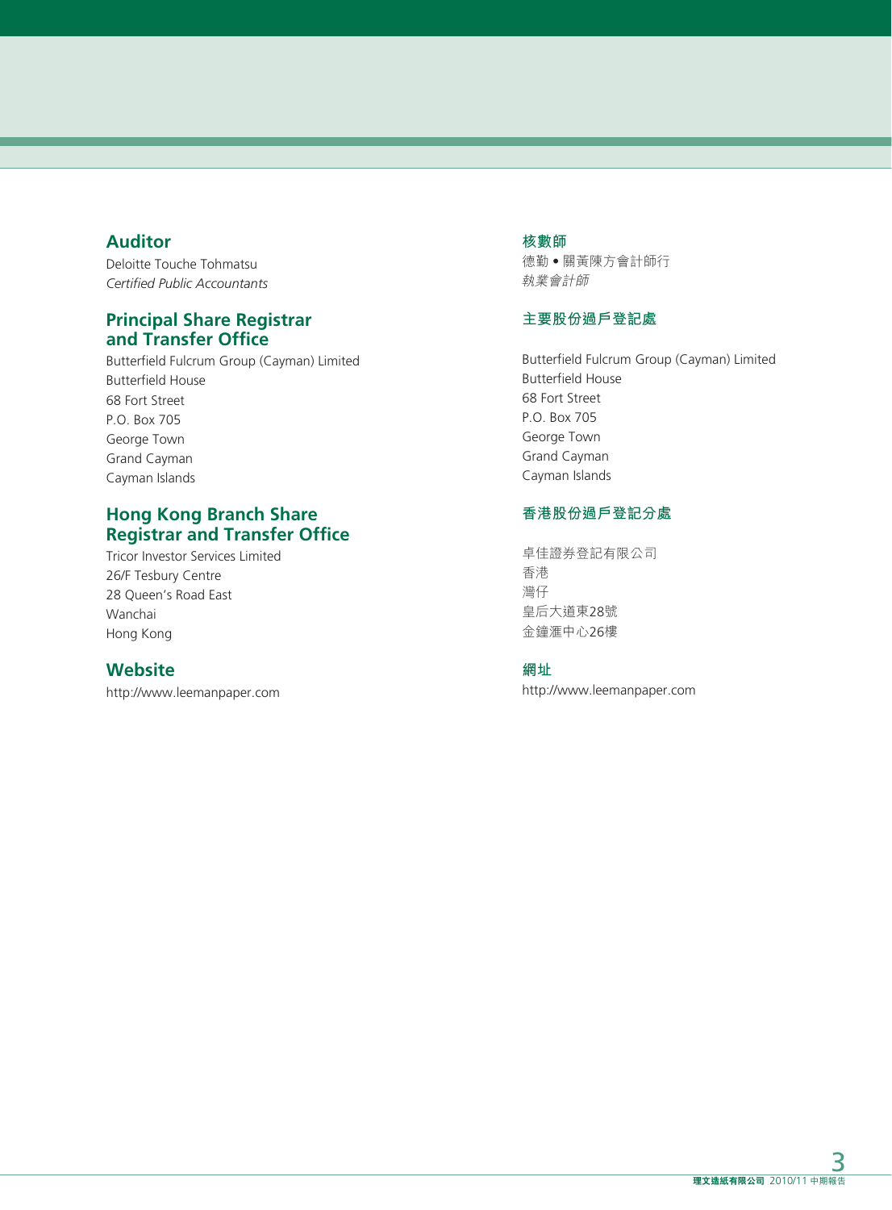## Auditor

Deloitte Touche Tohmatsu
*Certified Public Accountants*

## Principal Share Registrar and Transfer Office

Butterfield Fulcrum Group (Cayman) Limited
Butterfield House
68 Fort Street
P.O. Box 705
George Town
Grand Cayman
Cayman Islands

## Hong Kong Branch Share Registrar and Transfer Office

Tricor Investor Services Limited
26/F Tesbury Centre
28 Queen's Road East
Wanchai
Hong Kong

## Website

http://www.leemanpaper.com

## 核數師

德勤 • 關黃陳方會計師行
*執業會計師*

## 主要股份過戶登記處

Butterfield Fulcrum Group (Cayman) Limited
Butterfield House
68 Fort Street
P.O. Box 705
George Town
Grand Cayman
Cayman Islands

## 香港股份過戶登記分處

卓佳證券登記有限公司
香港
灣仔
皇后大道東28號
金鐘滙中心26樓

## 網址

http://www.leemanpaper.com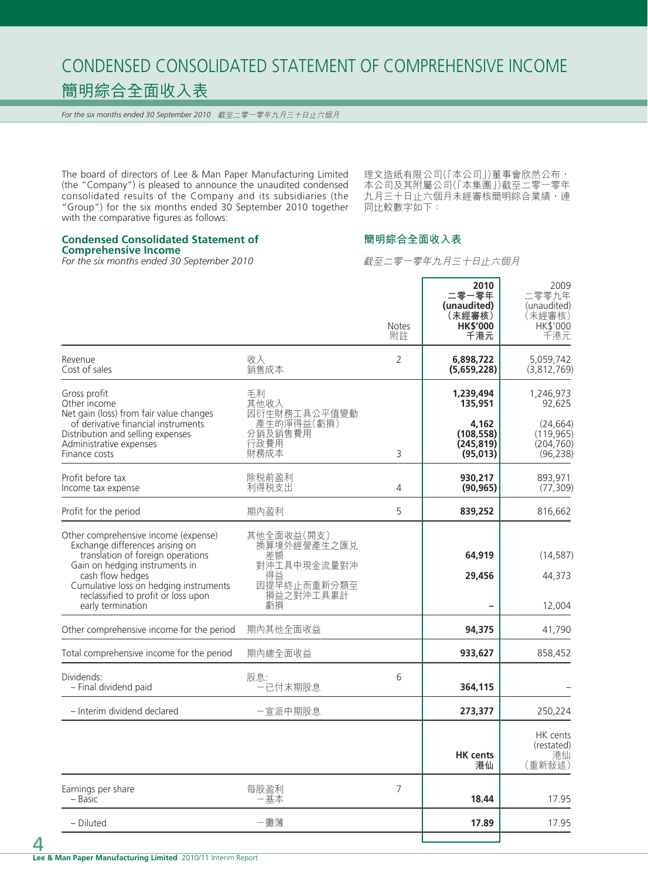# CONDENSED CONSOLIDATED STATEMENT OF COMPREHENSIVE INCOME
# 簡明綜合全面收入表

*For the six months ended 30 September 2010　截至二零一零年九月三十日止六個月*

The board of directors of Lee & Man Paper Manufacturing Limited (the "Company") is pleased to announce the unaudited condensed consolidated results of the Company and its subsidiaries (the "Group") for the six months ended 30 September 2010 together with the comparative figures as follows:

理文造紙有限公司(「本公司」)董事會欣然公布，本公司及其附屬公司(「本集團」)截至二零一零年九月三十日止六個月未經審核簡明綜合業績，連同比較數字如下：

## Condensed Consolidated Statement of Comprehensive Income
## 簡明綜合全面收入表

*For the six months ended 30 September 2010*

*截至二零一零年九月三十日止六個月*

| | | Notes 附註 | **2010 二零一零年 (unaudited) (未經審核) HK$'000 千港元** | 2009 二零零九年 (unaudited) (未經審核) HK$'000 千港元 |
|---|---|---|---|---|
| Revenue | 收入 | 2 | **6,898,722** | 5,059,742 |
| Cost of sales | 銷售成本 | | **(5,659,228)** | (3,812,769) |
| Gross profit | 毛利 | | **1,239,494** | 1,246,973 |
| Other income | 其他收入 | | **135,951** | 92,625 |
| Net gain (loss) from fair value changes of derivative financial instruments | 因衍生財務工具公平值變動產生的淨得益(虧損) | | **4,162** | (24,664) |
| Distribution and selling expenses | 分銷及銷售費用 | | **(108,558)** | (119,965) |
| Administrative expenses | 行政費用 | | **(245,819)** | (204,760) |
| Finance costs | 財務成本 | 3 | **(95,013)** | (96,238) |
| Profit before tax | 除稅前盈利 | | **930,217** | 893,971 |
| Income tax expense | 利得稅支出 | 4 | **(90,965)** | (77,309) |
| Profit for the period | 期內盈利 | 5 | **839,252** | 816,662 |
| Other comprehensive income (expense) | 其他全面收益(開支) | | | |
| Exchange differences arising on translation of foreign operations | 換算境外經營產生之匯兌差額 | | **64,919** | (14,587) |
| Gain on hedging instruments in cash flow hedges | 對沖工具中現金流量對沖得益 | | **29,456** | 44,373 |
| Cumulative loss on hedging instruments reclassified to profit or loss upon early termination | 因提早終止而重新分類至損益之對沖工具累計虧損 | | **–** | 12,004 |
| Other comprehensive income for the period | 期內其他全面收益 | | **94,375** | 41,790 |
| Total comprehensive income for the period | 期內總全面收益 | | **933,627** | 858,452 |
| Dividends: | 股息: | 6 | | |
| – Final dividend paid | 一已付末期股息 | | **364,115** | – |
| – Interim dividend declared | 一宣派中期股息 | | **273,377** | 250,224 |
| | | | **HK cents 港仙** | HK cents (restated) 港仙 (重新敘述) |
| Earnings per share | 每股盈利 | 7 | | |
| – Basic | 一基本 | | **18.44** | 17.95 |
| – Diluted | 一攤薄 | | **17.89** | 17.95 |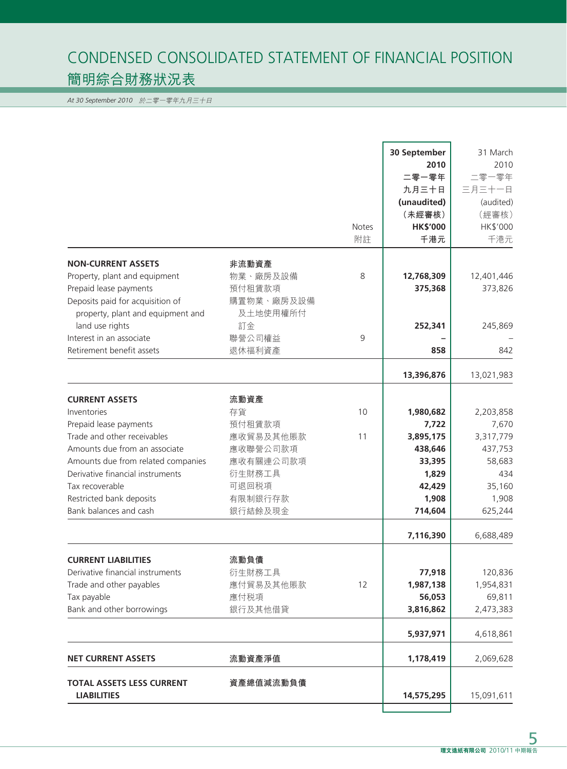# CONDENSED CONSOLIDATED STATEMENT OF FINANCIAL POSITION
## 簡明綜合財務狀況表

*At 30 September 2010 於二零一零年九月三十日*

| | | Notes<br>附註 | 30 September 2010<br>二零一零年九月三十日<br>(unaudited)<br>(未經審核)<br>HK$'000<br>千港元 | 31 March 2010<br>二零一零年三月三十一日<br>(audited)<br>(經審核)<br>HK$'000<br>千港元 |
|---|---|---|---|---|
| **NON-CURRENT ASSETS** | **非流動資產** | | | |
| Property, plant and equipment | 物業、廠房及設備 | 8 | **12,768,309** | 12,401,446 |
| Prepaid lease payments | 預付租賃款項 | | **375,368** | 373,826 |
| Deposits paid for acquisition of property, plant and equipment and land use rights | 購置物業、廠房及設備及土地使用權所付訂金 | | **252,341** | 245,869 |
| Interest in an associate | 聯營公司權益 | 9 | **–** | – |
| Retirement benefit assets | 退休福利資產 | | **858** | 842 |
| | | | **13,396,876** | 13,021,983 |
| **CURRENT ASSETS** | **流動資產** | | | |
| Inventories | 存貨 | 10 | **1,980,682** | 2,203,858 |
| Prepaid lease payments | 預付租賃款項 | | **7,722** | 7,670 |
| Trade and other receivables | 應收貿易及其他賬款 | 11 | **3,895,175** | 3,317,779 |
| Amounts due from an associate | 應收聯營公司款項 | | **438,646** | 437,753 |
| Amounts due from related companies | 應收有關連公司款項 | | **33,395** | 58,683 |
| Derivative financial instruments | 衍生財務工具 | | **1,829** | 434 |
| Tax recoverable | 可退回税項 | | **42,429** | 35,160 |
| Restricted bank deposits | 有限制銀行存款 | | **1,908** | 1,908 |
| Bank balances and cash | 銀行結餘及現金 | | **714,604** | 625,244 |
| | | | **7,116,390** | 6,688,489 |
| **CURRENT LIABILITIES** | **流動負債** | | | |
| Derivative financial instruments | 衍生財務工具 | | **77,918** | 120,836 |
| Trade and other payables | 應付貿易及其他賬款 | 12 | **1,987,138** | 1,954,831 |
| Tax payable | 應付税項 | | **56,053** | 69,811 |
| Bank and other borrowings | 銀行及其他借貸 | | **3,816,862** | 2,473,383 |
| | | | **5,937,971** | 4,618,861 |
| **NET CURRENT ASSETS** | **流動資產淨值** | | **1,178,419** | 2,069,628 |
| **TOTAL ASSETS LESS CURRENT LIABILITIES** | **資產總值減流動負債** | | **14,575,295** | 15,091,611 |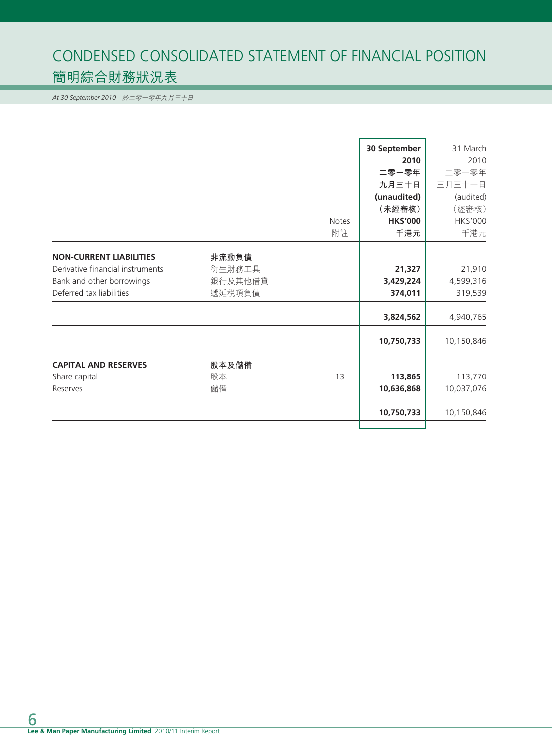# CONDENSED CONSOLIDATED STATEMENT OF FINANCIAL POSITION
# 簡明綜合財務狀況表

*At 30 September 2010 於二零一零年九月三十日*

| | | Notes<br>附註 | **30 September 2010<br>二零一零年九月三十日<br>(unaudited)<br>（未經審核）<br>HK$'000<br>千港元** | 31 March 2010<br>二零一零年三月三十一日<br>(audited)<br>（經審核）<br>HK$'000<br>千港元 |
|---|---|---|---|---|
| **NON-CURRENT LIABILITIES** | **非流動負債** | | | |
| Derivative financial instruments | 衍生財務工具 | | **21,327** | 21,910 |
| Bank and other borrowings | 銀行及其他借貸 | | **3,429,224** | 4,599,316 |
| Deferred tax liabilities | 遞延税項負債 | | **374,011** | 319,539 |
| | | | **3,824,562** | 4,940,765 |
| | | | **10,750,733** | 10,150,846 |
| **CAPITAL AND RESERVES** | **股本及儲備** | | | |
| Share capital | 股本 | 13 | **113,865** | 113,770 |
| Reserves | 儲備 | | **10,636,868** | 10,037,076 |
| | | | **10,750,733** | 10,150,846 |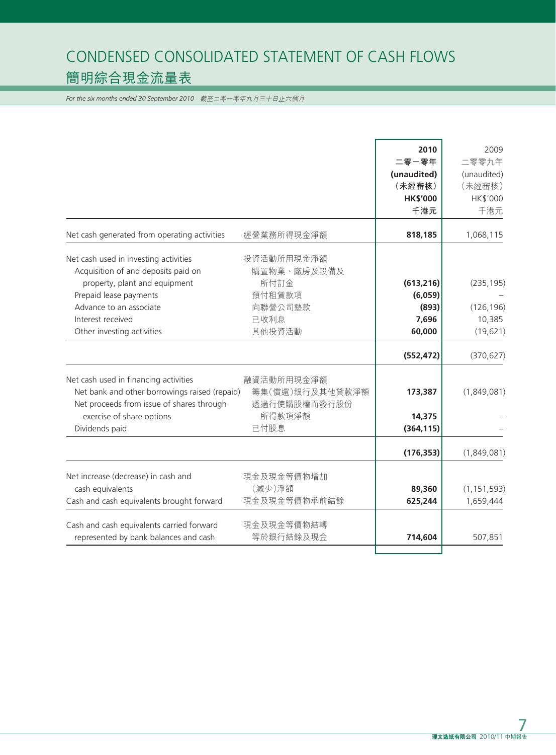# CONDENSED CONSOLIDATED STATEMENT OF CASH FLOWS
## 簡明綜合現金流量表

*For the six months ended 30 September 2010　截至二零一零年九月三十日止六個月*

| | | **2010**<br>**二零一零年**<br>**(unaudited)**<br>**（未經審核）**<br>**HK$'000**<br>**千港元** | 2009<br>二零零九年<br>(unaudited)<br>（未經審核）<br>HK$'000<br>千港元 |
|---|---|---|---|
| Net cash generated from operating activities | 經營業務所得現金淨額 | **818,185** | 1,068,115 |
| Net cash used in investing activities | 投資活動所用現金淨額 | | |
| Acquisition of and deposits paid on property, plant and equipment | 購置物業、廠房及設備及所付訂金 | **(613,216)** | (235,195) |
| Prepaid lease payments | 預付租賃款項 | **(6,059)** | – |
| Advance to an associate | 向聯營公司墊款 | **(893)** | (126,196) |
| Interest received | 已收利息 | **7,696** | 10,385 |
| Other investing activities | 其他投資活動 | **60,000** | (19,621) |
| | | **(552,472)** | (370,627) |
| Net cash used in financing activities | 融資活動所用現金淨額 | | |
| Net bank and other borrowings raised (repaid) | 籌集（償還）銀行及其他貸款淨額 | **173,387** | (1,849,081) |
| Net proceeds from issue of shares through exercise of share options | 透過行使購股權而發行股份所得款項淨額 | **14,375** | – |
| Dividends paid | 已付股息 | **(364,115)** | – |
| | | **(176,353)** | (1,849,081) |
| Net increase (decrease) in cash and cash equivalents | 現金及現金等價物增加（減少）淨額 | **89,360** | (1,151,593) |
| Cash and cash equivalents brought forward | 現金及現金等價物承前結餘 | **625,244** | 1,659,444 |
| Cash and cash equivalents carried forward represented by bank balances and cash | 現金及現金等價物結轉等於銀行結餘及現金 | **714,604** | 507,851 |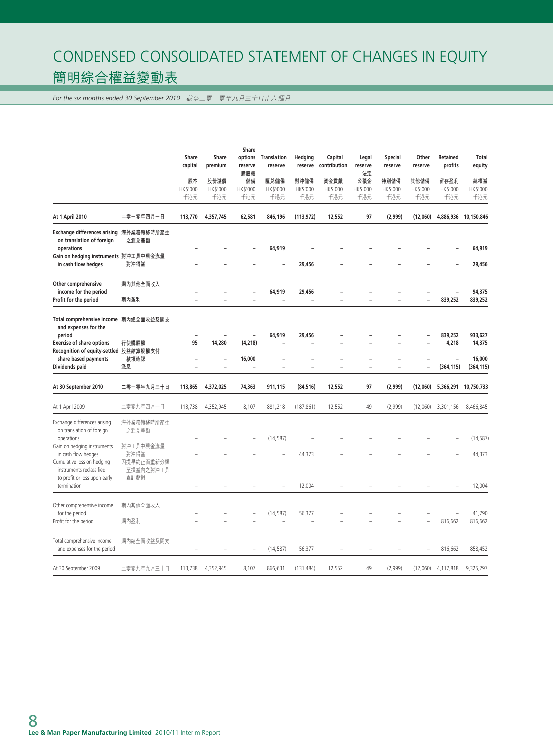# CONDENSED CONSOLIDATED STATEMENT OF CHANGES IN EQUITY
# 簡明綜合權益變動表

*For the six months ended 30 September 2010 截至二零一零年九月三十日止六個月*

| | | Share capital 股本 HK$'000 千港元 | Share premium 股份溢價 HK$'000 千港元 | Share options reserve 購股權儲備 HK$'000 千港元 | Translation reserve 匯兑儲備 HK$'000 千港元 | Hedging reserve 對沖儲備 HK$'000 千港元 | Capital contribution 資金貢獻 HK$'000 千港元 | Legal reserve 法定公積金 HK$'000 千港元 | Special reserve 特別儲備 HK$'000 千港元 | Other reserve 其他儲備 HK$'000 千港元 | Retained profits 留存盈利 HK$'000 千港元 | Total equity 總權益 HK$'000 千港元 |
|---|---|---|---|---|---|---|---|---|---|---|---|---|
| **At 1 April 2010** | **二零一零年四月一日** | **113,770** | **4,357,745** | **62,581** | **846,196** | **(113,972)** | **12,552** | **97** | **(2,999)** | **(12,060)** | **4,886,936** | **10,150,846** |
| **Exchange differences arising on translation of foreign operations** | **海外業務轉移時所產生之滙兑差額** | **–** | **–** | **–** | **64,919** | **–** | **–** | **–** | **–** | **–** | **–** | **64,919** |
| **Gain on hedging instruments in cash flow hedges** | **對沖工具中現金流量對沖得益** | **–** | **–** | **–** | **–** | **29,456** | **–** | **–** | **–** | **–** | **–** | **29,456** |
| **Other comprehensive income for the period** | **期內其他全面收入** | **–** | **–** | **–** | **64,919** | **29,456** | **–** | **–** | **–** | **–** | **–** | **94,375** |
| **Profit for the period** | **期內盈利** | **–** | **–** | **–** | **–** | **–** | **–** | **–** | **–** | **–** | **839,252** | **839,252** |
| **Total comprehensive income and expenses for the period** | **期內總全面收益及開支** | **–** | **–** | **–** | **64,919** | **29,456** | **–** | **–** | **–** | **–** | **839,252** | **933,627** |
| **Exercise of share options** | **行使購股權** | **95** | **14,280** | **(4,218)** | **–** | **–** | **–** | **–** | **–** | **–** | **4,218** | **14,375** |
| **Recognition of equity-settled share based payments** | **股益結算股權支付款項確認** | **–** | **–** | **16,000** | **–** | **–** | **–** | **–** | **–** | **–** | **–** | **16,000** |
| **Dividends paid** | **派息** | **–** | **–** | **–** | **–** | **–** | **–** | **–** | **–** | **–** | **(364,115)** | **(364,115)** |
| **At 30 September 2010** | **二零一零年九月三十日** | **113,865** | **4,372,025** | **74,363** | **911,115** | **(84,516)** | **12,552** | **97** | **(2,999)** | **(12,060)** | **5,366,291** | **10,750,733** |
| At 1 April 2009 | 二零零九年四月一日 | 113,738 | 4,352,945 | 8,107 | 881,218 | (187,861) | 12,552 | 49 | (2,999) | (12,060) | 3,301,156 | 8,466,845 |
| Exchange differences arising on translation of foreign operations | 海外業務轉移時所產生之滙兑差額 | – | – | – | (14,587) | – | – | – | – | – | – | (14,587) |
| Gain on hedging instruments in cash flow hedges | 對沖工具中現金流量對沖得益 | – | – | – | – | 44,373 | – | – | – | – | – | 44,373 |
| Cumulative loss on hedging instruments reclassified to profit or loss upon early termination | 因提早終止而重新分類至損益內之對沖工具累計虧損 | – | – | – | – | 12,004 | – | – | – | – | – | 12,004 |
| Other comprehensive income for the period | 期內其他全面收入 | – | – | – | (14,587) | 56,377 | – | – | – | – | – | 41,790 |
| Profit for the period | 期內盈利 | – | – | – | – | – | – | – | – | – | 816,662 | 816,662 |
| Total comprehensive income and expenses for the period | 期內總全面收益及開支 | – | – | – | (14,587) | 56,377 | – | – | – | – | 816,662 | 858,452 |
| At 30 September 2009 | 二零零九年九月三十日 | 113,738 | 4,352,945 | 8,107 | 866,631 | (131,484) | 12,552 | 49 | (2,999) | (12,060) | 4,117,818 | 9,325,297 |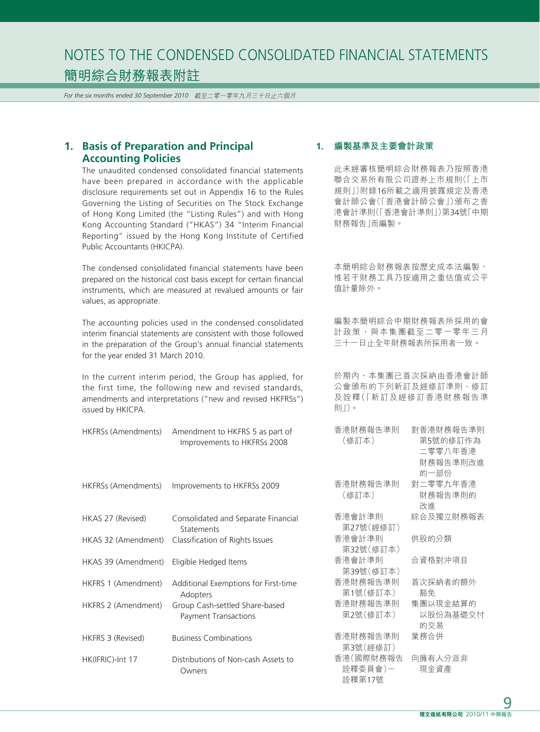# NOTES TO THE CONDENSED CONSOLIDATED FINANCIAL STATEMENTS
# 簡明綜合財務報表附註

*For the six months ended 30 September 2010　截至二零一零年九月三十日止六個月*

## 1. Basis of Preparation and Principal Accounting Policies

The unaudited condensed consolidated financial statements have been prepared in accordance with the applicable disclosure requirements set out in Appendix 16 to the Rules Governing the Listing of Securities on The Stock Exchange of Hong Kong Limited (the "Listing Rules") and with Hong Kong Accounting Standard ("HKAS") 34 "Interim Financial Reporting" issued by the Hong Kong Institute of Certified Public Accountants (HKICPA).

The condensed consolidated financial statements have been prepared on the historical cost basis except for certain financial instruments, which are measured at revalued amounts or fair values, as appropriate.

The accounting policies used in the condensed consolidated interim financial statements are consistent with those followed in the preparation of the Group's annual financial statements for the year ended 31 March 2010.

In the current interim period, the Group has applied, for the first time, the following new and revised standards, amendments and interpretations ("new and revised HKFRSs") issued by HKICPA.

| | |
|---|---|
| HKFRSs (Amendments) | Amendment to HKFRS 5 as part of Improvements to HKFRSs 2008 |
| HKFRSs (Amendments) | Improvements to HKFRSs 2009 |
| HKAS 27 (Revised) | Consolidated and Separate Financial Statements |
| HKAS 32 (Amendment) | Classification of Rights Issues |
| HKAS 39 (Amendment) | Eligible Hedged Items |
| HKFRS 1 (Amendment) | Additional Exemptions for First-time Adopters |
| HKFRS 2 (Amendment) | Group Cash-settled Share-based Payment Transactions |
| HKFRS 3 (Revised) | Business Combinations |
| HK(IFRIC)-Int 17 | Distributions of Non-cash Assets to Owners |

## 1. 編製基準及主要會計政策

此未經審核簡明綜合財務報表乃按照香港聯合交易所有限公司證券上市規則(「上市規則」)附錄16所載之適用披露規定及香港會計師公會(「香港會計師公會」)頒布之香港會計準則(「香港會計準則」)第34號「中期財務報告」而編製。

本簡明綜合財務報表按歷史成本法編製，惟若干財務工具乃按適用之重估值或公平值計量除外。

編製本簡明綜合中期財務報表所採用的會計政策，與本集團截至二零一零年三月三十一日止全年財務報表所採用者一致。

於期內，本集團已首次採納由香港會計師公會頒布的下列新訂及經修訂準則、修訂及詮釋(「新訂及經修訂香港財務報告準則」)。

| | |
|---|---|
| 香港財務報告準則(修訂本) | 對香港財務報告準則第5號的修訂作為二零零八年香港財務報告準則改進的一部份 |
| 香港財務報告準則(修訂本) | 對二零零九年香港財務報告準則的改進 |
| 香港會計準則第27號(經修訂) | 綜合及獨立財務報表 |
| 香港會計準則第32號(修訂本) | 供股的分類 |
| 香港會計準則第39號(修訂本) | 合資格對沖項目 |
| 香港財務報告準則第1號(修訂本) | 首次採納者的額外豁免 |
| 香港財務報告準則第2號(修訂本) | 集團以現金結算的以股份為基礎交付的交易 |
| 香港財務報告準則第3號(經修訂) | 業務合併 |
| 香港(國際財務報告詮釋委員會)－詮釋第17號 | 向擁有人分派非現金資產 |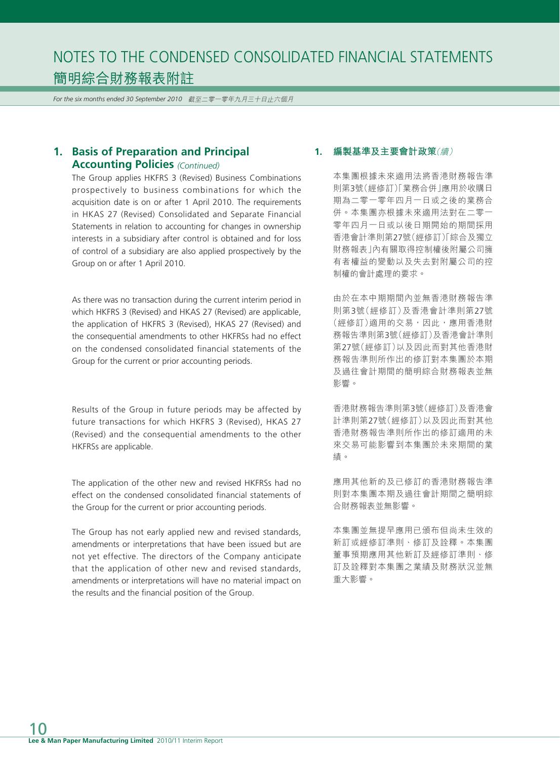# NOTES TO THE CONDENSED CONSOLIDATED FINANCIAL STATEMENTS
# 簡明綜合財務報表附註

*For the six months ended 30 September 2010 截至二零一零年九月三十日止六個月*

## 1. Basis of Preparation and Principal Accounting Policies *(Continued)*

The Group applies HKFRS 3 (Revised) Business Combinations prospectively to business combinations for which the acquisition date is on or after 1 April 2010. The requirements in HKAS 27 (Revised) Consolidated and Separate Financial Statements in relation to accounting for changes in ownership interests in a subsidiary after control is obtained and for loss of control of a subsidiary are also applied prospectively by the Group on or after 1 April 2010.

As there was no transaction during the current interim period in which HKFRS 3 (Revised) and HKAS 27 (Revised) are applicable, the application of HKFRS 3 (Revised), HKAS 27 (Revised) and the consequential amendments to other HKFRSs had no effect on the condensed consolidated financial statements of the Group for the current or prior accounting periods.

Results of the Group in future periods may be affected by future transactions for which HKFRS 3 (Revised), HKAS 27 (Revised) and the consequential amendments to the other HKFRSs are applicable.

The application of the other new and revised HKFRSs had no effect on the condensed consolidated financial statements of the Group for the current or prior accounting periods.

The Group has not early applied new and revised standards, amendments or interpretations that have been issued but are not yet effective. The directors of the Company anticipate that the application of other new and revised standards, amendments or interpretations will have no material impact on the results and the financial position of the Group.

## 1. 編製基準及主要會計政策*（續）*

本集團根據未來適用法將香港財務報告準則第3號（經修訂）「業務合併」應用於收購日期為二零一零年四月一日或之後的業務合併。本集團亦根據未來適用法對在二零一零年四月一日或以後日期開始的期間採用香港會計準則第27號（經修訂）「綜合及獨立財務報表」內有關取得控制權後附屬公司擁有者權益的變動以及失去對附屬公司的控制權的會計處理的要求。

由於在本中期期間內並無香港財務報告準則第3號（經修訂）及香港會計準則第27號（經修訂）適用的交易，因此，應用香港財務報告準則第3號（經修訂）及香港會計準則第27號（經修訂）以及因此而對其他香港財務報告準則所作出的修訂對本集團於本期及過往會計期間的簡明綜合財務報表並無影響。

香港財務報告準則第3號（經修訂）及香港會計準則第27號（經修訂）以及因此而對其他香港財務報告準則所作出的修訂適用的未來交易可能影響到本集團於未來期間的業績。

應用其他新的及已修訂的香港財務報告準則對本集團本期及過往會計期間之簡明綜合財務報表並無影響。

本集團並無提早應用已頒布但尚未生效的新訂或經修訂準則、修訂及詮釋。本集團董事預期應用其他新訂及經修訂準則、修訂及詮釋對本集團之業績及財務狀況並無重大影響。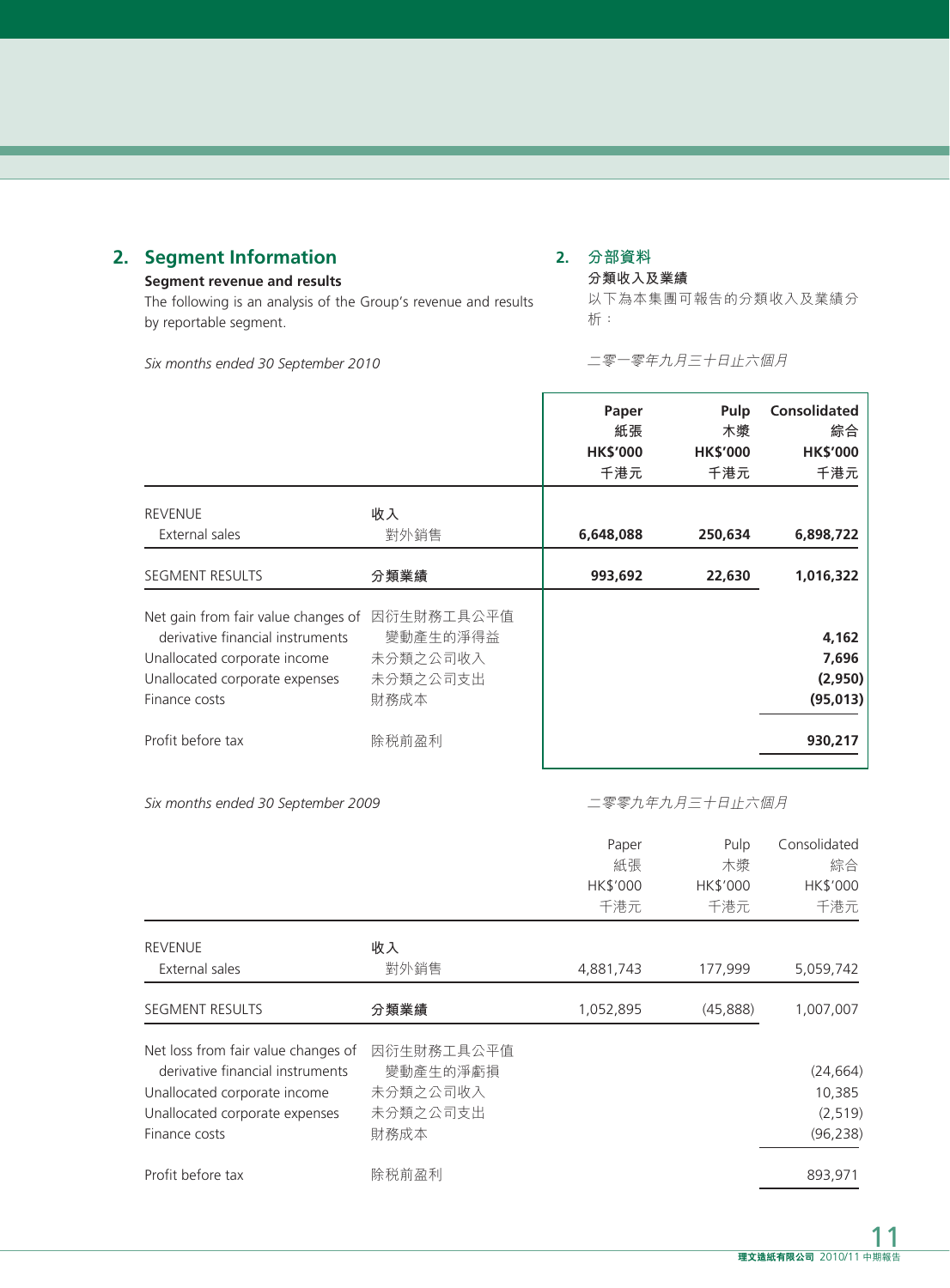## 2. Segment Information

### Segment revenue and results

The following is an analysis of the Group's revenue and results by reportable segment.

## 2. 分部資料

### 分類收入及業績

以下為本集團可報告的分類收入及業績分析：

*Six months ended 30 September 2010*

*二零一零年九月三十日止六個月*

| | | **Paper 紙張 HK$'000 千港元** | **Pulp 木漿 HK$'000 千港元** | **Consolidated 綜合 HK$'000 千港元** |
|---|---|---|---|---|
| REVENUE | **收入** | | | |
| External sales | 對外銷售 | **6,648,088** | **250,634** | **6,898,722** |
| SEGMENT RESULTS | **分類業績** | **993,692** | **22,630** | **1,016,322** |
| Net gain from fair value changes of derivative financial instruments | 因衍生財務工具公平值變動產生的淨得益 | | | **4,162** |
| Unallocated corporate income | 未分類之公司收入 | | | **7,696** |
| Unallocated corporate expenses | 未分類之公司支出 | | | **(2,950)** |
| Finance costs | 財務成本 | | | **(95,013)** |
| Profit before tax | 除稅前盈利 | | | **930,217** |

*Six months ended 30 September 2009*

*二零零九年九月三十日止六個月*

| | | Paper 紙張 HK$'000 千港元 | Pulp 木漿 HK$'000 千港元 | Consolidated 綜合 HK$'000 千港元 |
|---|---|---|---|---|
| REVENUE | **收入** | | | |
| External sales | 對外銷售 | 4,881,743 | 177,999 | 5,059,742 |
| SEGMENT RESULTS | **分類業績** | 1,052,895 | (45,888) | 1,007,007 |
| Net loss from fair value changes of derivative financial instruments | 因衍生財務工具公平值變動產生的淨虧損 | | | (24,664) |
| Unallocated corporate income | 未分類之公司收入 | | | 10,385 |
| Unallocated corporate expenses | 未分類之公司支出 | | | (2,519) |
| Finance costs | 財務成本 | | | (96,238) |
| Profit before tax | 除稅前盈利 | | | 893,971 |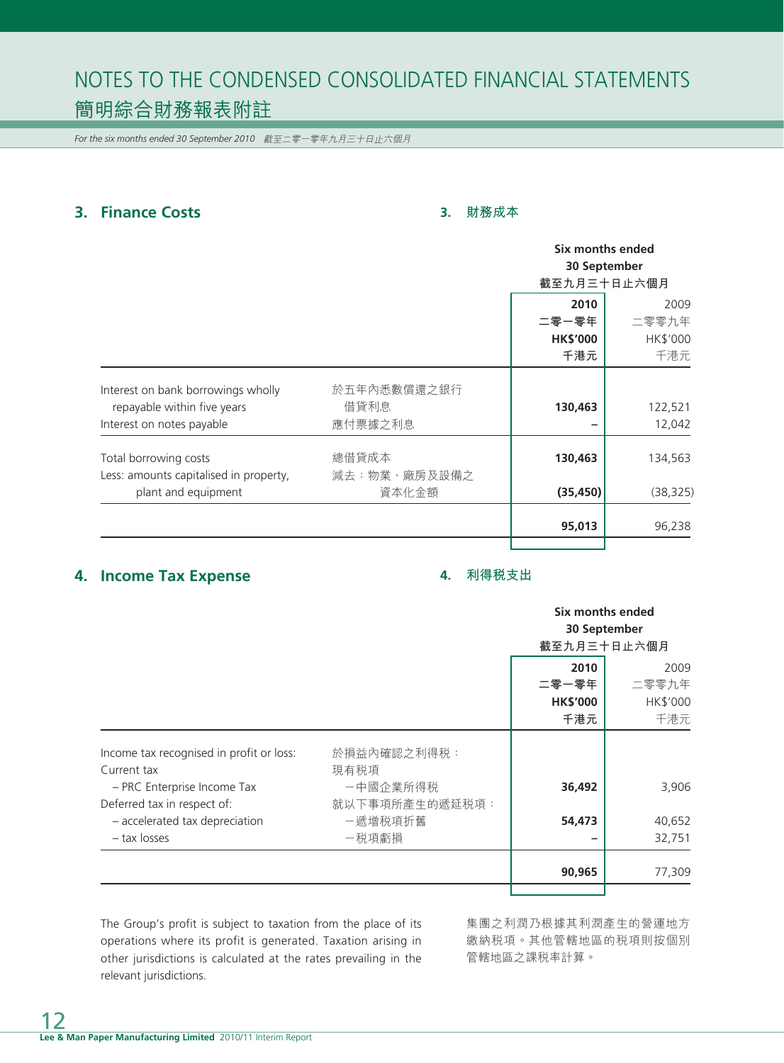## 3. Finance Costs

## 3. 財務成本

| | | Six months ended 30 September 截至九月三十日止六個月 | |
|---|---|---|---|
| | | **2010 二零一零年 HK$'000 千港元** | 2009 二零零九年 HK$'000 千港元 |
| Interest on bank borrowings wholly repayable within five years | 於五年內悉數償還之銀行借貸利息 | **130,463** | 122,521 |
| Interest on notes payable | 應付票據之利息 | **–** | 12,042 |
| Total borrowing costs | 總借貸成本 | **130,463** | 134,563 |
| Less: amounts capitalised in property, plant and equipment | 減去：物業、廠房及設備之資本化金額 | **(35,450)** | (38,325) |
| | | **95,013** | 96,238 |

## 4. Income Tax Expense

## 4. 利得税支出

| | | Six months ended 30 September 截至九月三十日止六個月 | |
|---|---|---|---|
| | | **2010 二零一零年 HK$'000 千港元** | 2009 二零零九年 HK$'000 千港元 |
| Income tax recognised in profit or loss: | 於損益內確認之利得税： | | |
| Current tax | 現有税項 | | |
| – PRC Enterprise Income Tax | –中國企業所得税 | **36,492** | 3,906 |
| Deferred tax in respect of: | 就以下事項所產生的遞延税項： | | |
| – accelerated tax depreciation | –遞增税項折舊 | **54,473** | 40,652 |
| – tax losses | –税項虧損 | **–** | 32,751 |
| | | **90,965** | 77,309 |

The Group's profit is subject to taxation from the place of its operations where its profit is generated. Taxation arising in other jurisdictions is calculated at the rates prevailing in the relevant jurisdictions.

集團之利潤乃根據其利潤產生的營運地方繳納税項。其他管轄地區的税項則按個別管轄地區之課税率計算。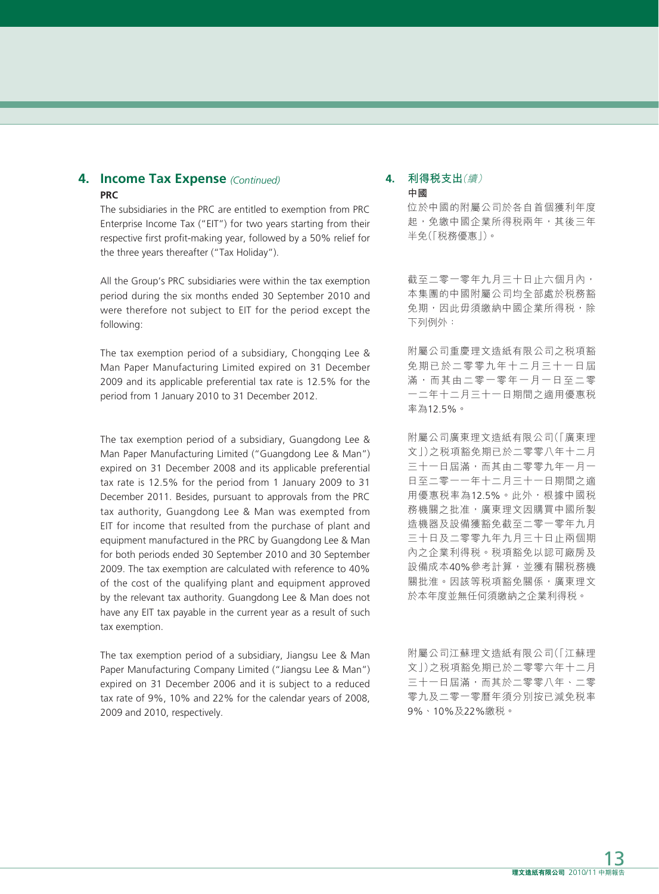## 4. Income Tax Expense *(Continued)*

**PRC**

The subsidiaries in the PRC are entitled to exemption from PRC Enterprise Income Tax ("EIT") for two years starting from their respective first profit-making year, followed by a 50% relief for the three years thereafter ("Tax Holiday").

All the Group's PRC subsidiaries were within the tax exemption period during the six months ended 30 September 2010 and were therefore not subject to EIT for the period except the following:

The tax exemption period of a subsidiary, Chongqing Lee & Man Paper Manufacturing Limited expired on 31 December 2009 and its applicable preferential tax rate is 12.5% for the period from 1 January 2010 to 31 December 2012.

The tax exemption period of a subsidiary, Guangdong Lee & Man Paper Manufacturing Limited ("Guangdong Lee & Man") expired on 31 December 2008 and its applicable preferential tax rate is 12.5% for the period from 1 January 2009 to 31 December 2011. Besides, pursuant to approvals from the PRC tax authority, Guangdong Lee & Man was exempted from EIT for income that resulted from the purchase of plant and equipment manufactured in the PRC by Guangdong Lee & Man for both periods ended 30 September 2010 and 30 September 2009. The tax exemption are calculated with reference to 40% of the cost of the qualifying plant and equipment approved by the relevant tax authority. Guangdong Lee & Man does not have any EIT tax payable in the current year as a result of such tax exemption.

The tax exemption period of a subsidiary, Jiangsu Lee & Man Paper Manufacturing Company Limited ("Jiangsu Lee & Man") expired on 31 December 2006 and it is subject to a reduced tax rate of 9%, 10% and 22% for the calendar years of 2008, 2009 and 2010, respectively.

## 4. 利得税支出*(續)*

**中國**

位於中國的附屬公司於各自首個獲利年度起，免繳中國企業所得稅兩年，其後三年半免(「稅務優惠」)。

截至二零一零年九月三十日止六個月內，本集團的中國附屬公司均全部處於稅務豁免期，因此毋須繳納中國企業所得稅，除下列例外：

附屬公司重慶理文造紙有限公司之稅項豁免期已於二零零九年十二月三十一日屆滿，而其由二零一零年一月一日至二零一二年十二月三十一日期間之適用優惠稅率為12.5%。

附屬公司廣東理文造紙有限公司(「廣東理文」)之稅項豁免期已於二零零八年十二月三十一日屆滿，而其由二零零九年一月一日至二零一一年十二月三十一日期間之適用優惠稅率為12.5%。此外，根據中國稅務機關之批准，廣東理文因購買中國所製造機器及設備獲豁免截至二零一零年九月三十日及二零零九年九月三十日止兩個期內之企業利得稅。稅項豁免以認可廠房及設備成本40%參考計算，並獲有關稅務機關批准。因該等稅項豁免關係，廣東理文於本年度並無任何須繳納之企業利得稅。

附屬公司江蘇理文造紙有限公司(「江蘇理文」)之稅項豁免期已於二零零六年十二月三十一日屆滿，而其於二零零八年、二零零九及二零一零曆年須分別按已減免稅率9%、10%及22%繳稅。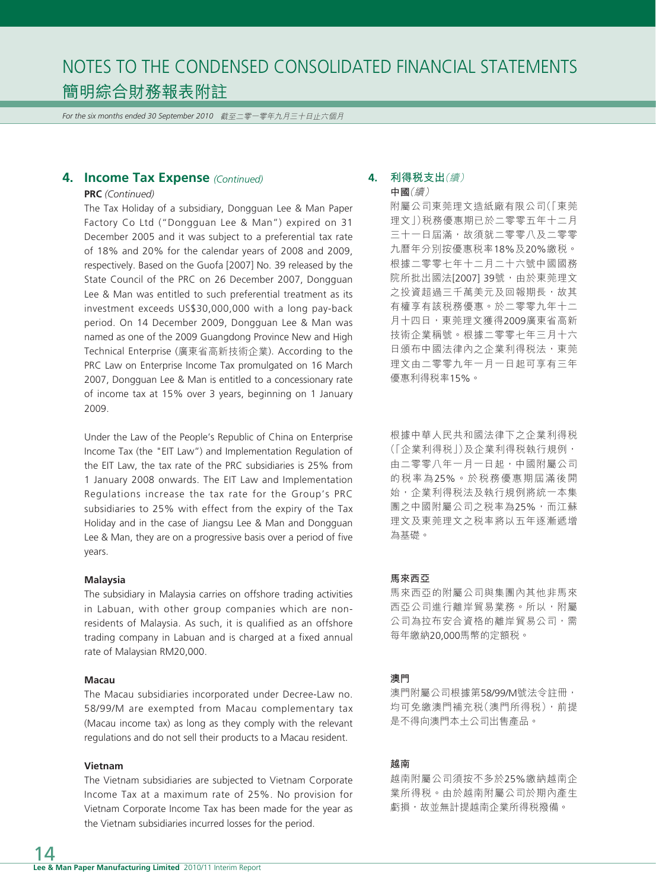## 4. Income Tax Expense *(Continued)*

**PRC** *(Continued)*

The Tax Holiday of a subsidiary, Dongguan Lee & Man Paper Factory Co Ltd ("Dongguan Lee & Man") expired on 31 December 2005 and it was subject to a preferential tax rate of 18% and 20% for the calendar years of 2008 and 2009, respectively. Based on the Guofa [2007] No. 39 released by the State Council of the PRC on 26 December 2007, Dongguan Lee & Man was entitled to such preferential treatment as its investment exceeds US$30,000,000 with a long pay-back period. On 14 December 2009, Dongguan Lee & Man was named as one of the 2009 Guangdong Province New and High Technical Enterprise (廣東省高新技術企業). According to the PRC Law on Enterprise Income Tax promulgated on 16 March 2007, Dongguan Lee & Man is entitled to a concessionary rate of income tax at 15% over 3 years, beginning on 1 January 2009.

Under the Law of the People's Republic of China on Enterprise Income Tax (the "EIT Law") and Implementation Regulation of the EIT Law, the tax rate of the PRC subsidiaries is 25% from 1 January 2008 onwards. The EIT Law and Implementation Regulations increase the tax rate for the Group's PRC subsidiaries to 25% with effect from the expiry of the Tax Holiday and in the case of Jiangsu Lee & Man and Dongguan Lee & Man, they are on a progressive basis over a period of five years.

**Malaysia**

The subsidiary in Malaysia carries on offshore trading activities in Labuan, with other group companies which are non-residents of Malaysia. As such, it is qualified as an offshore trading company in Labuan and is charged at a fixed annual rate of Malaysian RM20,000.

**Macau**

The Macau subsidiaries incorporated under Decree-Law no. 58/99/M are exempted from Macau complementary tax (Macau income tax) as long as they comply with the relevant regulations and do not sell their products to a Macau resident.

**Vietnam**

The Vietnam subsidiaries are subjected to Vietnam Corporate Income Tax at a maximum rate of 25%. No provision for Vietnam Corporate Income Tax has been made for the year as the Vietnam subsidiaries incurred losses for the period.

## 4. 利得稅支出*(續)*

**中國***(續)*

附屬公司東莞理文造紙廠有限公司(「東莞理文」)稅務優惠期已於二零零五年十二月三十一日屆滿，故須就二零零八及二零零九曆年分別按優惠稅率18%及20%繳稅。根據二零零七年十二月二十六號中國國務院所批出國法[2007] 39號，由於東莞理文之投資超過三千萬美元及回報期長，故其有權享有該稅務優惠。於二零零九年十二月十四日，東莞理文獲得2009廣東省高新技術企業稱號。根據二零零七年三月十六日頒布中國法律內之企業利得稅法，東莞理文由二零零九年一月一日起可享有三年優惠利得稅率15%。

根據中華人民共和國法律下之企業利得稅(「企業利得稅」)及企業利得稅執行規例，由二零零八年一月一日起，中國附屬公司的稅率為25%。於稅務優惠期屆滿後開始，企業利得稅法及執行規例將統一本集團之中國附屬公司之稅率為25%，而江蘇理文及東莞理文之稅率將以五年逐漸遞增為基礎。

**馬來西亞**

馬來西亞的附屬公司與集團內其他非馬來西亞公司進行離岸貿易業務。所以，附屬公司為拉布安合資格的離岸貿易公司，需每年繳納20,000馬幣的定額稅。

**澳門**

澳門附屬公司根據第58/99/M號法令註冊，均可免繳澳門補充稅(澳門所得稅)，前提是不得向澳門本土公司出售產品。

**越南**

越南附屬公司須按不多於25%繳納越南企業所得稅。由於越南附屬公司於期內產生虧損，故並無計提越南企業所得稅撥備。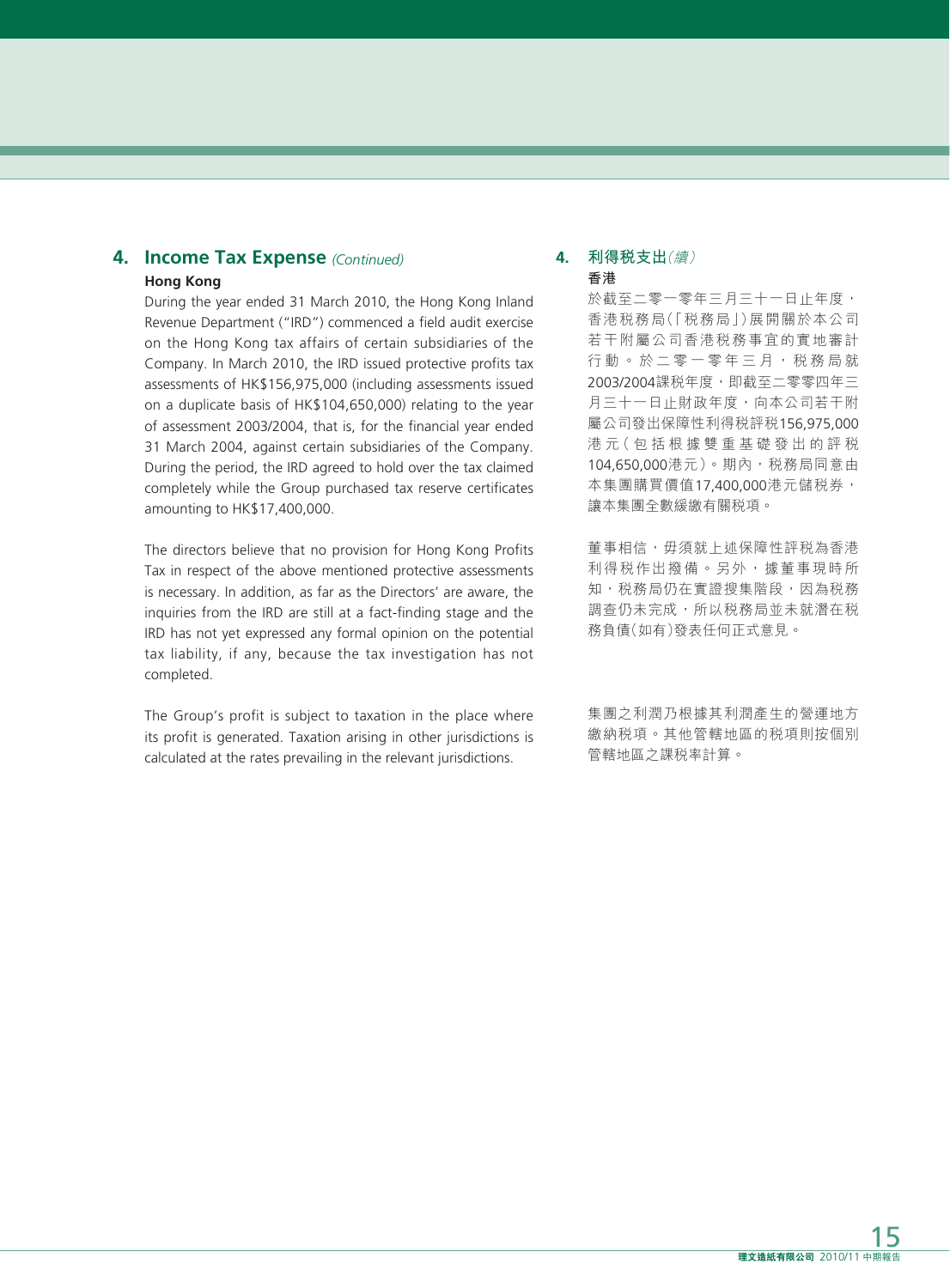## 4. Income Tax Expense *(Continued)*

**Hong Kong**

During the year ended 31 March 2010, the Hong Kong Inland Revenue Department ("IRD") commenced a field audit exercise on the Hong Kong tax affairs of certain subsidiaries of the Company. In March 2010, the IRD issued protective profits tax assessments of HK$156,975,000 (including assessments issued on a duplicate basis of HK$104,650,000) relating to the year of assessment 2003/2004, that is, for the financial year ended 31 March 2004, against certain subsidiaries of the Company. During the period, the IRD agreed to hold over the tax claimed completely while the Group purchased tax reserve certificates amounting to HK$17,400,000.

The directors believe that no provision for Hong Kong Profits Tax in respect of the above mentioned protective assessments is necessary. In addition, as far as the Directors' are aware, the inquiries from the IRD are still at a fact-finding stage and the IRD has not yet expressed any formal opinion on the potential tax liability, if any, because the tax investigation has not completed.

The Group's profit is subject to taxation in the place where its profit is generated. Taxation arising in other jurisdictions is calculated at the rates prevailing in the relevant jurisdictions.

## 4. 利得稅支出*（續）*

**香港**

於截至二零一零年三月三十一日止年度，香港稅務局(「稅務局」)展開關於本公司若干附屬公司香港稅務事宜的實地審計行動。於二零一零年三月，稅務局就2003/2004課稅年度，即截至二零零四年三月三十一日止財政年度，向本公司若干附屬公司發出保障性利得稅評稅156,975,000港元（包括根據雙重基礎發出的評稅104,650,000港元）。期內，稅務局同意由本集團購買價值17,400,000港元儲稅券，讓本集團全數緩繳有關稅項。

董事相信，毋須就上述保障性評稅為香港利得稅作出撥備。另外，據董事現時所知，稅務局仍在實證搜集階段，因為稅務調查仍未完成，所以稅務局並未就潛在稅務負債(如有)發表任何正式意見。

集團之利潤乃根據其利潤產生的營運地方繳納稅項。其他管轄地區的稅項則按個別管轄地區之課稅率計算。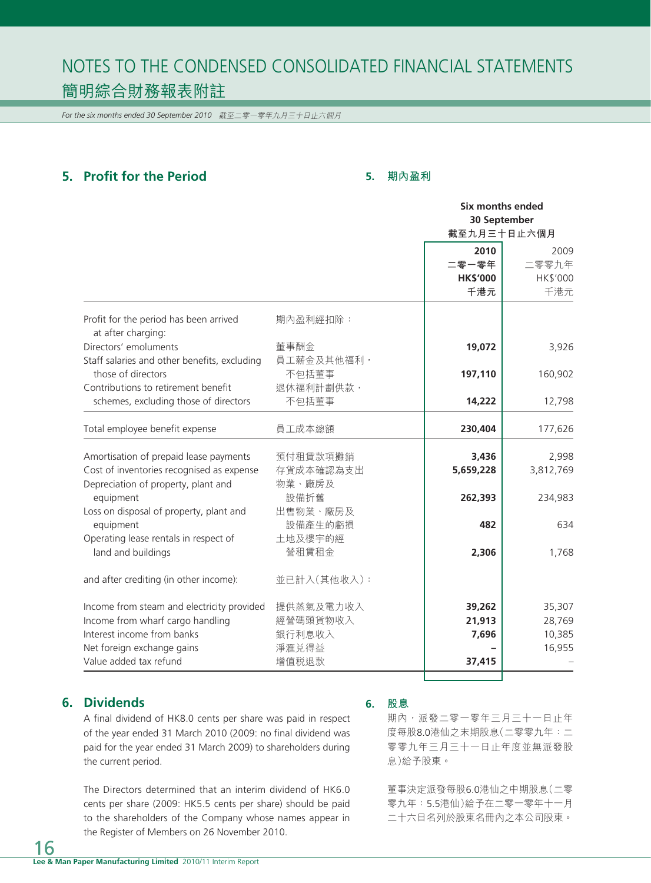# NOTES TO THE CONDENSED CONSOLIDATED FINANCIAL STATEMENTS
# 簡明綜合財務報表附註

*For the six months ended 30 September 2010 截至二零一零年九月三十日止六個月*

## 5. Profit for the Period

## 5. 期內盈利

| | | Six months ended 30 September 截至九月三十日止六個月 | |
|---|---|---|---|
| | | **2010 二零一零年 HK$'000 千港元** | 2009 二零零九年 HK$'000 千港元 |
| Profit for the period has been arrived at after charging: | 期內盈利經扣除： | | |
| Directors' emoluments | 董事酬金 | **19,072** | 3,926 |
| Staff salaries and other benefits, excluding those of directors | 員工薪金及其他福利，不包括董事 | **197,110** | 160,902 |
| Contributions to retirement benefit schemes, excluding those of directors | 退休福利計劃供款，不包括董事 | **14,222** | 12,798 |
| Total employee benefit expense | 員工成本總額 | **230,404** | 177,626 |
| Amortisation of prepaid lease payments | 預付租賃款項攤銷 | **3,436** | 2,998 |
| Cost of inventories recognised as expense | 存貨成本確認為支出 | **5,659,228** | 3,812,769 |
| Depreciation of property, plant and equipment | 物業、廠房及設備折舊 | **262,393** | 234,983 |
| Loss on disposal of property, plant and equipment | 出售物業、廠房及設備產生的虧損 | **482** | 634 |
| Operating lease rentals in respect of land and buildings | 土地及樓宇的經營租賃租金 | **2,306** | 1,768 |
| and after crediting (in other income): | 並已計入(其他收入)： | | |
| Income from steam and electricity provided | 提供蒸氣及電力收入 | **39,262** | 35,307 |
| Income from wharf cargo handling | 經營碼頭貨物收入 | **21,913** | 28,769 |
| Interest income from banks | 銀行利息收入 | **7,696** | 10,385 |
| Net foreign exchange gains | 淨滙兑得益 | **–** | 16,955 |
| Value added tax refund | 增值税退款 | **37,415** | – |

## 6. Dividends

A final dividend of HK8.0 cents per share was paid in respect of the year ended 31 March 2010 (2009: no final dividend was paid for the year ended 31 March 2009) to shareholders during the current period.

The Directors determined that an interim dividend of HK6.0 cents per share (2009: HK5.5 cents per share) should be paid to the shareholders of the Company whose names appear in the Register of Members on 26 November 2010.

## 6. 股息

期內，派發二零一零年三月三十一日止年度每股8.0港仙之末期股息(二零零九年：二零零九年三月三十一日止年度並無派發股息)給予股東。

董事決定派發每股6.0港仙之中期股息(二零零九年：5.5港仙)給予在二零一零年十一月二十六日名列於股東名冊內之本公司股東。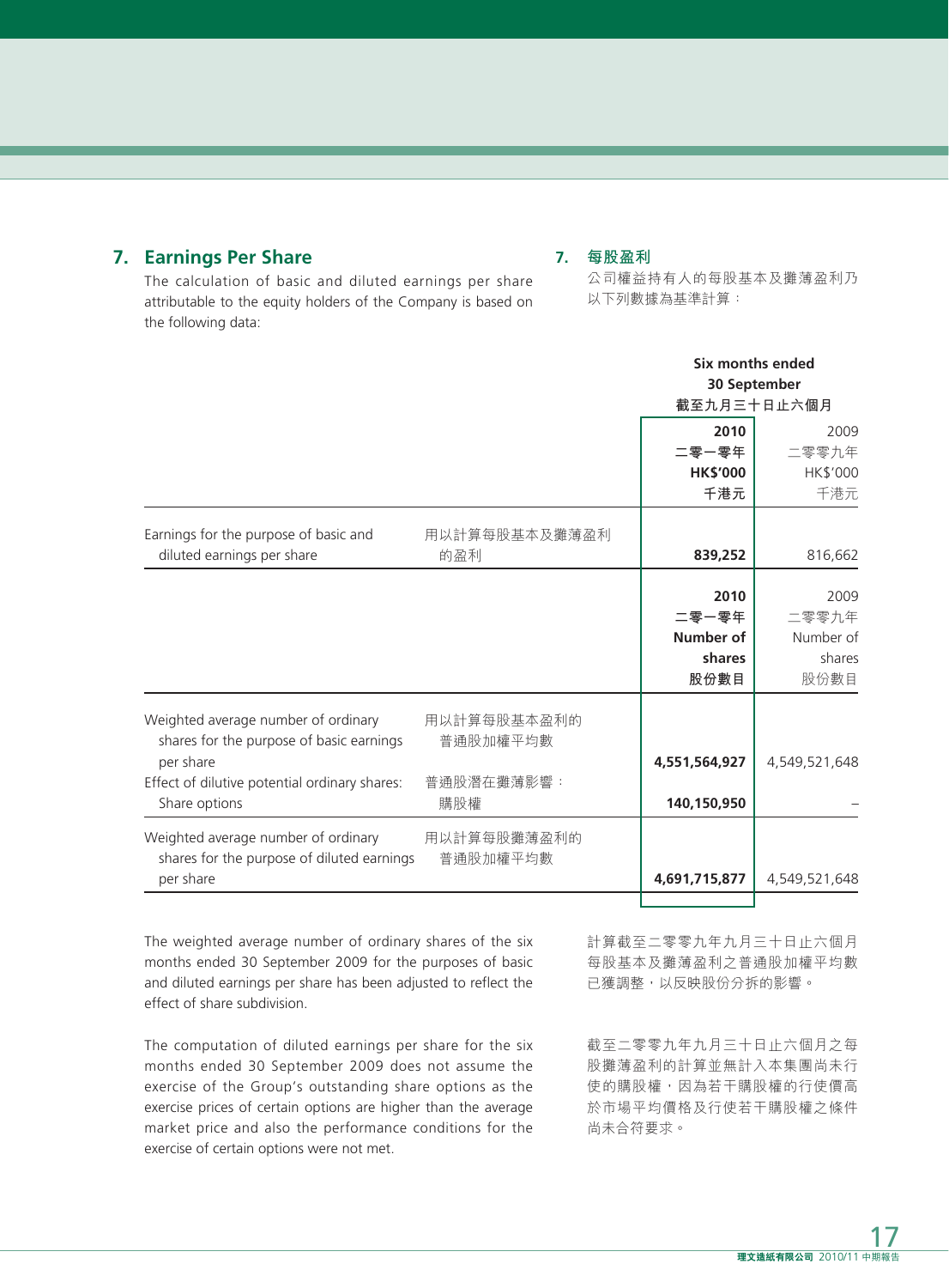## 7. Earnings Per Share

The calculation of basic and diluted earnings per share attributable to the equity holders of the Company is based on the following data:

## 7. 每股盈利

公司權益持有人的每股基本及攤薄盈利乃以下列數據為基準計算：

| | | Six months ended 30 September 截至九月三十日止六個月 | |
|---|---|---|---|
| | | **2010 二零一零年 HK$'000 千港元** | 2009 二零零九年 HK$'000 千港元 |
| Earnings for the purpose of basic and diluted earnings per share | 用以計算每股基本及攤薄盈利的盈利 | **839,252** | 816,662 |
| | | **2010 二零一零年 Number of shares 股份數目** | 2009 二零零九年 Number of shares 股份數目 |
| Weighted average number of ordinary shares for the purpose of basic earnings per share | 用以計算每股基本盈利的普通股加權平均數 | **4,551,564,927** | 4,549,521,648 |
| Effect of dilutive potential ordinary shares: Share options | 普通股潛在攤薄影響：購股權 | **140,150,950** | – |
| Weighted average number of ordinary shares for the purpose of diluted earnings per share | 用以計算每股攤薄盈利的普通股加權平均數 | **4,691,715,877** | 4,549,521,648 |

The weighted average number of ordinary shares of the six months ended 30 September 2009 for the purposes of basic and diluted earnings per share has been adjusted to reflect the effect of share subdivision.

計算截至二零零九年九月三十日止六個月每股基本及攤薄盈利之普通股加權平均數已獲調整，以反映股份分拆的影響。

The computation of diluted earnings per share for the six months ended 30 September 2009 does not assume the exercise of the Group's outstanding share options as the exercise prices of certain options are higher than the average market price and also the performance conditions for the exercise of certain options were not met.

截至二零零九年九月三十日止六個月之每股攤薄盈利的計算並無計入本集團尚未行使的購股權，因為若干購股權的行使價高於市場平均價格及行使若干購股權之條件尚未合符要求。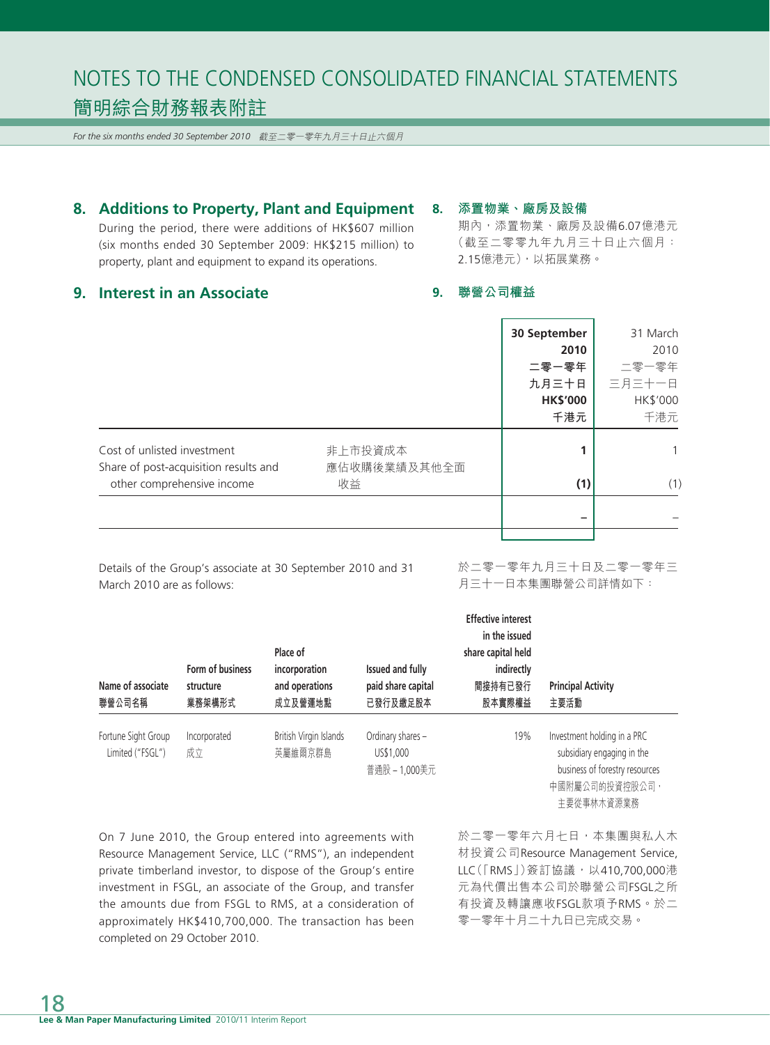## 8. Additions to Property, Plant and Equipment

During the period, there were additions of HK$607 million (six months ended 30 September 2009: HK$215 million) to property, plant and equipment to expand its operations.

## 8. 添置物業、廠房及設備

期內，添置物業、廠房及設備6.07億港元（截至二零零九年九月三十日止六個月：2.15億港元），以拓展業務。

## 9. Interest in an Associate

## 9. 聯營公司權益

| | | **30 September 2010 二零一零年九月三十日 HK$'000 千港元** | 31 March 2010 二零一零年三月三十一日 HK$'000 千港元 |
|---|---|---|---|
| Cost of unlisted investment | 非上市投資成本 | **1** | 1 |
| Share of post-acquisition results and other comprehensive income | 應佔收購後業績及其他全面收益 | **(1)** | (1) |
| | | **–** | – |

Details of the Group's associate at 30 September 2010 and 31 March 2010 are as follows:

於二零一零年九月三十日及二零一零年三月三十一日本集團聯營公司詳情如下：

| Name of associate 聯營公司名稱 | Form of business structure 業務架構形式 | Place of incorporation and operations 成立及營運地點 | Issued and fully paid share capital 已發行及繳足股本 | Effective interest in the issued share capital held indirectly 間接持有已發行股本實際權益 | Principal Activity 主要活動 |
|---|---|---|---|---|---|
| Fortune Sight Group Limited ("FSGL") | Incorporated 成立 | British Virgin Islands 英屬維爾京群島 | Ordinary shares – US$1,000 普通股 – 1,000美元 | 19% | Investment holding in a PRC subsidiary engaging in the business of forestry resources 中國附屬公司的投資控股公司，主要從事林木資源業務 |

On 7 June 2010, the Group entered into agreements with Resource Management Service, LLC ("RMS"), an independent private timberland investor, to dispose of the Group's entire investment in FSGL, an associate of the Group, and transfer the amounts due from FSGL to RMS, at a consideration of approximately HK$410,700,000. The transaction has been completed on 29 October 2010.

於二零一零年六月七日，本集團與私人木材投資公司Resource Management Service, LLC（「RMS」）簽訂協議，以410,700,000港元為代價出售本公司於聯營公司FSGL之所有投資及轉讓應收FSGL款項予RMS。於二零一零年十月二十九日已完成交易。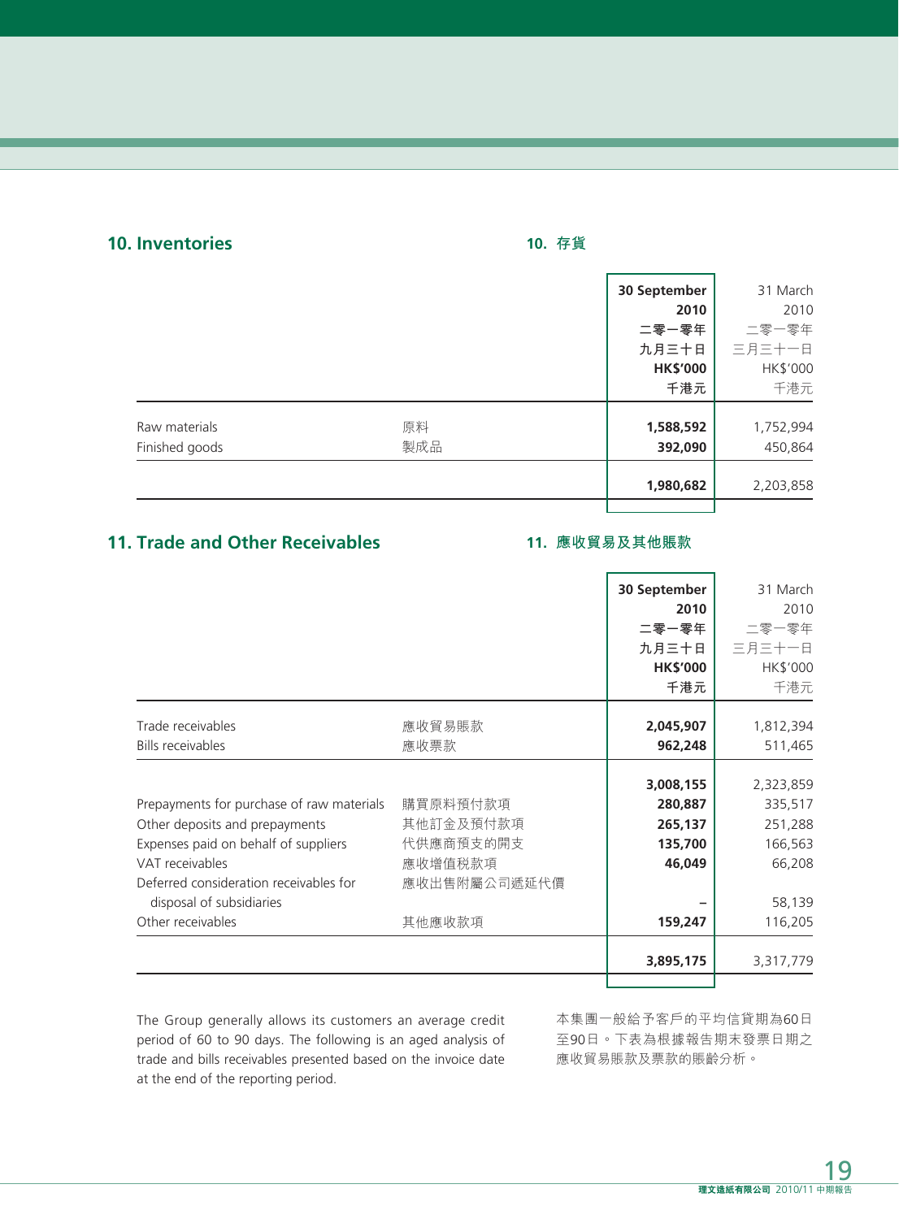## 10. Inventories

## 10. 存貨

| | | 30 September 2010 二零一零年九月三十日 HK$'000 千港元 | 31 March 2010 二零一零年三月三十一日 HK$'000 千港元 |
|---|---|---|---|
| Raw materials | 原料 | 1,588,592 | 1,752,994 |
| Finished goods | 製成品 | 392,090 | 450,864 |
| | | 1,980,682 | 2,203,858 |

## 11. Trade and Other Receivables

## 11. 應收貿易及其他賬款

| | | 30 September 2010 二零一零年九月三十日 HK$'000 千港元 | 31 March 2010 二零一零年三月三十一日 HK$'000 千港元 |
|---|---|---|---|
| Trade receivables | 應收貿易賬款 | 2,045,907 | 1,812,394 |
| Bills receivables | 應收票款 | 962,248 | 511,465 |
| | | 3,008,155 | 2,323,859 |
| Prepayments for purchase of raw materials | 購買原料預付款項 | 280,887 | 335,517 |
| Other deposits and prepayments | 其他訂金及預付款項 | 265,137 | 251,288 |
| Expenses paid on behalf of suppliers | 代供應商預支的開支 | 135,700 | 166,563 |
| VAT receivables | 應收增值稅款項 | 46,049 | 66,208 |
| Deferred consideration receivables for disposal of subsidiaries | 應收出售附屬公司遞延代價 | – | 58,139 |
| Other receivables | 其他應收款項 | 159,247 | 116,205 |
| | | 3,895,175 | 3,317,779 |

The Group generally allows its customers an average credit period of 60 to 90 days. The following is an aged analysis of trade and bills receivables presented based on the invoice date at the end of the reporting period.

本集團一般給予客戶的平均信貸期為60日至90日。下表為根據報告期末發票日期之應收貿易賬款及票款的賬齡分析。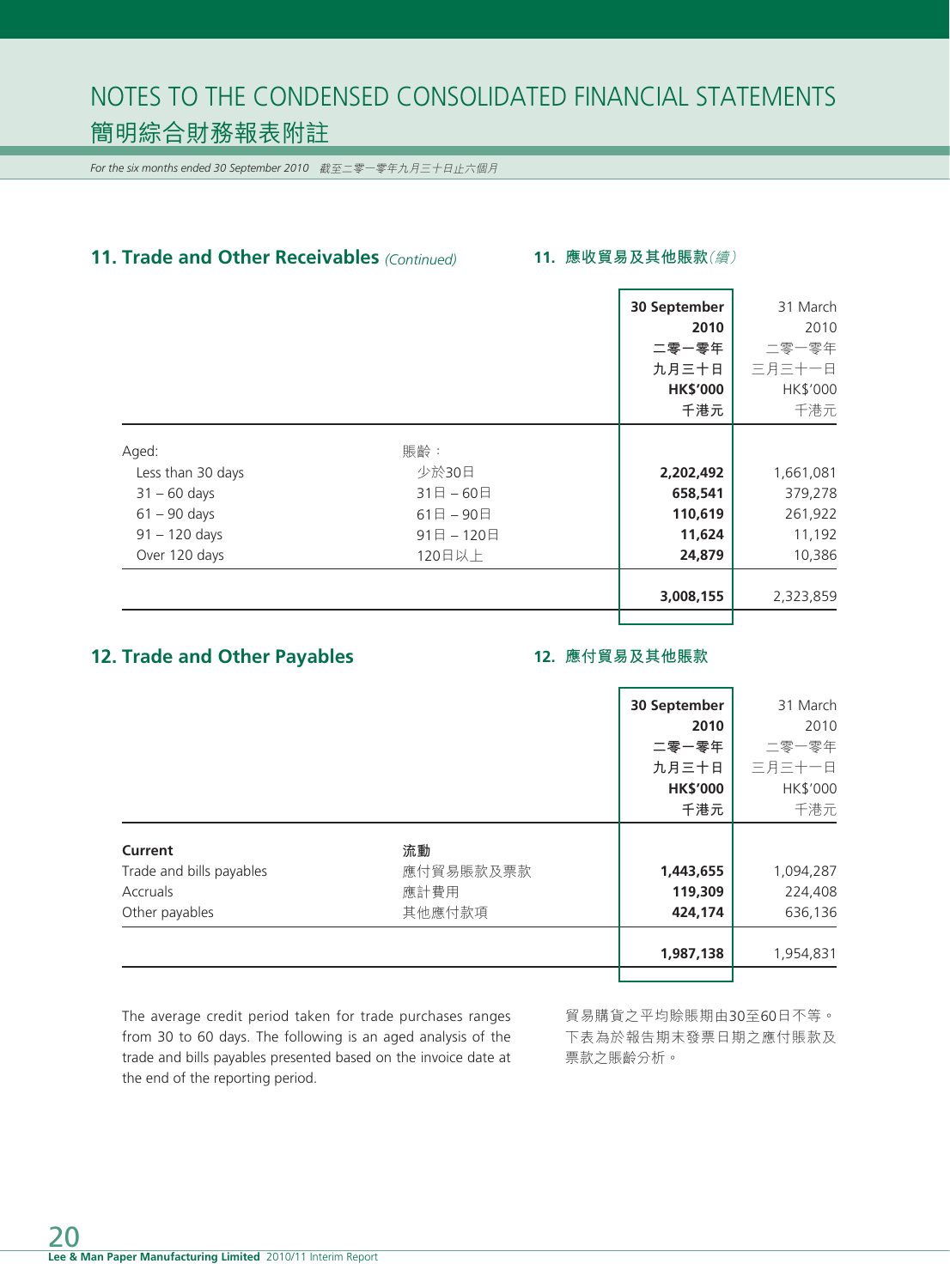# NOTES TO THE CONDENSED CONSOLIDATED FINANCIAL STATEMENTS
# 簡明綜合財務報表附註

*For the six months ended 30 September 2010　截至二零一零年九月三十日止六個月*

## 11. Trade and Other Receivables *(Continued)*　11. 應收貿易及其他賬款*(續)*

| | | 30 September 2010 二零一零年九月三十日 HK$'000 千港元 | 31 March 2010 二零一零年三月三十一日 HK$'000 千港元 |
|---|---|---|---|
| Aged: | 賬齡： | | |
| Less than 30 days | 少於30日 | **2,202,492** | 1,661,081 |
| 31 – 60 days | 31日 – 60日 | **658,541** | 379,278 |
| 61 – 90 days | 61日 – 90日 | **110,619** | 261,922 |
| 91 – 120 days | 91日 – 120日 | **11,624** | 11,192 |
| Over 120 days | 120日以上 | **24,879** | 10,386 |
| | | **3,008,155** | 2,323,859 |

## 12. Trade and Other Payables　12. 應付貿易及其他賬款

| | | 30 September 2010 二零一零年九月三十日 HK$'000 千港元 | 31 March 2010 二零一零年三月三十一日 HK$'000 千港元 |
|---|---|---|---|
| **Current** | **流動** | | |
| Trade and bills payables | 應付貿易賬款及票款 | **1,443,655** | 1,094,287 |
| Accruals | 應計費用 | **119,309** | 224,408 |
| Other payables | 其他應付款項 | **424,174** | 636,136 |
| | | **1,987,138** | 1,954,831 |

The average credit period taken for trade purchases ranges from 30 to 60 days. The following is an aged analysis of the trade and bills payables presented based on the invoice date at the end of the reporting period.

貿易購貨之平均賒賬期由30至60日不等。下表為於報告期末發票日期之應付賬款及票款之賬齡分析。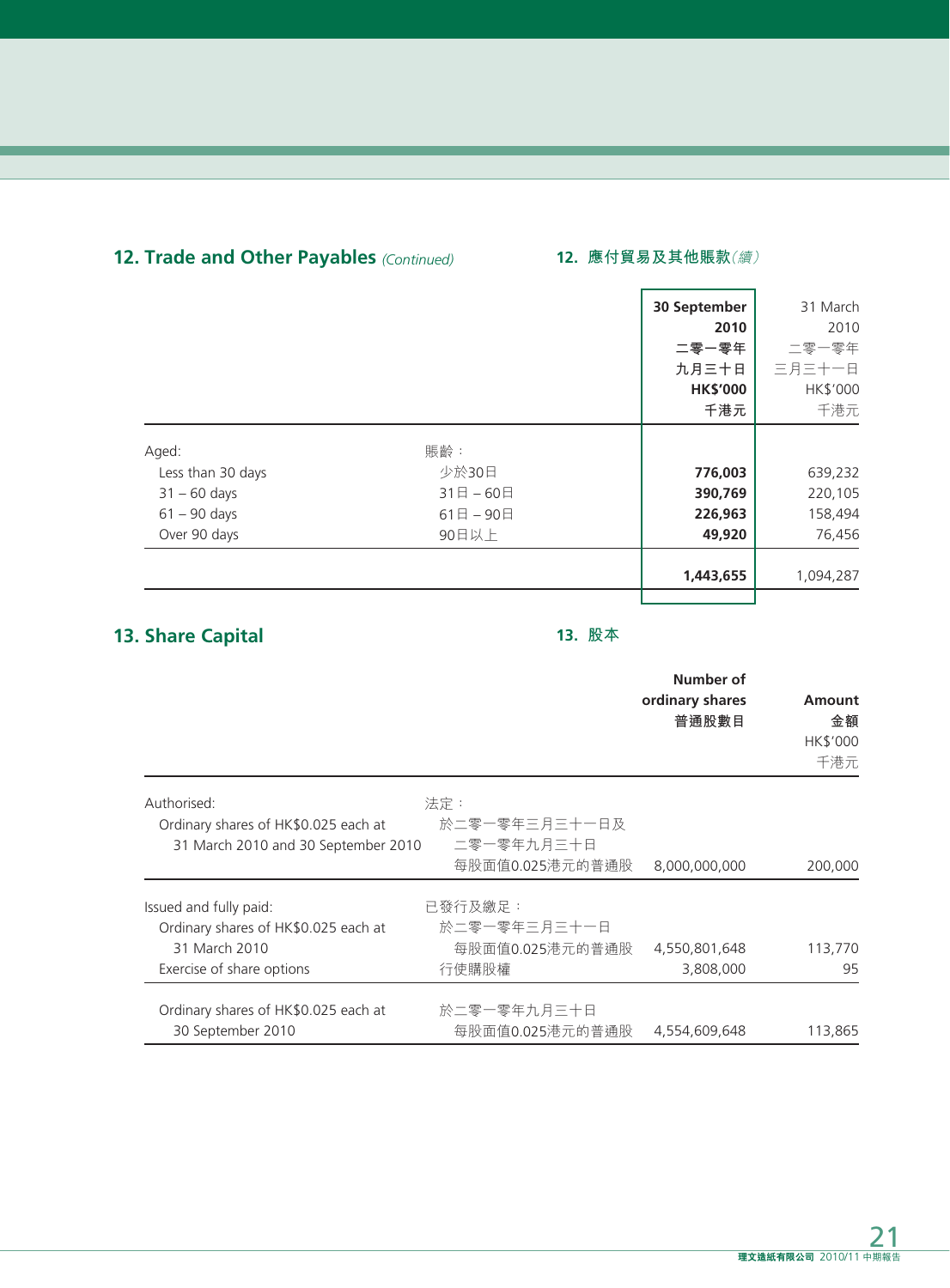## 12. Trade and Other Payables *(Continued)*

## 12. 應付貿易及其他賬款*(續)*

| | | **30 September 2010 二零一零年九月三十日 HK$'000 千港元** | 31 March 2010 二零一零年三月三十一日 HK$'000 千港元 |
|---|---|---|---|
| Aged: | 賬齡： | | |
| Less than 30 days | 少於30日 | **776,003** | 639,232 |
| 31 – 60 days | 31日 – 60日 | **390,769** | 220,105 |
| 61 – 90 days | 61日 – 90日 | **226,963** | 158,494 |
| Over 90 days | 90日以上 | **49,920** | 76,456 |
| | | **1,443,655** | 1,094,287 |

## 13. Share Capital

## 13. 股本

| | | **Number of ordinary shares 普通股數目** | **Amount 金額** HK$'000 千港元 |
|---|---|---|---|
| Authorised: | 法定： | | |
| Ordinary shares of HK$0.025 each at 31 March 2010 and 30 September 2010 | 於二零一零年三月三十一日及二零一零年九月三十日每股面值0.025港元的普通股 | 8,000,000,000 | 200,000 |
| Issued and fully paid: | 已發行及繳足： | | |
| Ordinary shares of HK$0.025 each at 31 March 2010 | 於二零一零年三月三十一日每股面值0.025港元的普通股 | 4,550,801,648 | 113,770 |
| Exercise of share options | 行使購股權 | 3,808,000 | 95 |
| Ordinary shares of HK$0.025 each at 30 September 2010 | 於二零一零年九月三十日每股面值0.025港元的普通股 | 4,554,609,648 | 113,865 |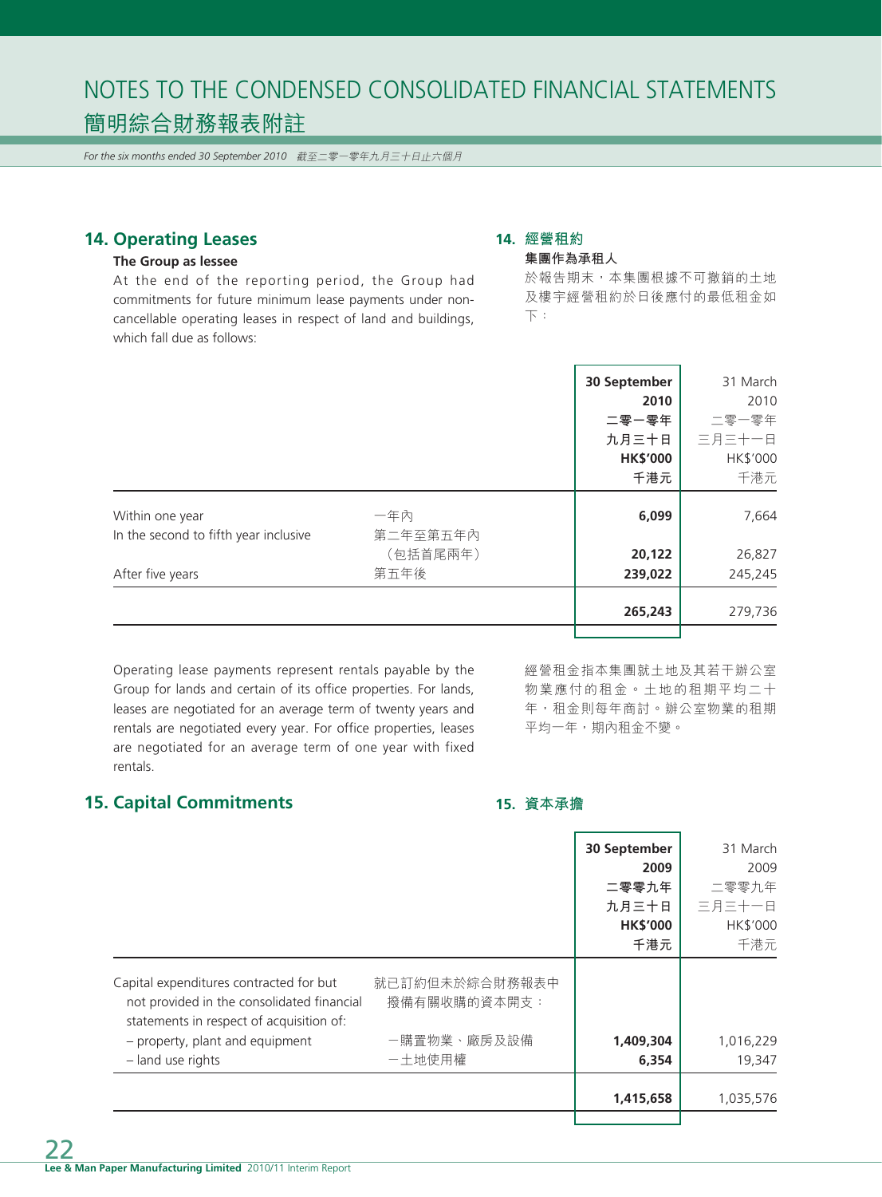# NOTES TO THE CONDENSED CONSOLIDATED FINANCIAL STATEMENTS

# 簡明綜合財務報表附註

*For the six months ended 30 September 2010　截至二零一零年九月三十日止六個月*

## 14. Operating Leases

### The Group as lessee

At the end of the reporting period, the Group had commitments for future minimum lease payments under non-cancellable operating leases in respect of land and buildings, which fall due as follows:

## 14. 經營租約

### 集團作為承租人

於報告期末，本集團根據不可撤銷的土地及樓宇經營租約於日後應付的最低租金如下：

| | | **30 September 2010 二零一零年 九月三十日 HK$'000 千港元** | 31 March 2010 二零一零年 三月三十一日 HK$'000 千港元 |
|---|---|---|---|
| Within one year | 一年內 | **6,099** | 7,664 |
| In the second to fifth year inclusive | 第二年至第五年內（包括首尾兩年） | **20,122** | 26,827 |
| After five years | 第五年後 | **239,022** | 245,245 |
| | | **265,243** | 279,736 |

Operating lease payments represent rentals payable by the Group for lands and certain of its office properties. For lands, leases are negotiated for an average term of twenty years and rentals are negotiated every year. For office properties, leases are negotiated for an average term of one year with fixed rentals.

經營租金指本集團就土地及其若干辦公室物業應付的租金。土地的租期平均二十年，租金則每年商討。辦公室物業的租期平均一年，期內租金不變。

## 15. Capital Commitments

## 15. 資本承擔

| | | **30 September 2009 二零零九年 九月三十日 HK$'000 千港元** | 31 March 2009 二零零九年 三月三十一日 HK$'000 千港元 |
|---|---|---|---|
| Capital expenditures contracted for but not provided in the consolidated financial statements in respect of acquisition of: | 就已訂約但未於綜合財務報表中撥備有關收購的資本開支： | | |
| – property, plant and equipment | －購置物業、廠房及設備 | **1,409,304** | 1,016,229 |
| – land use rights | －土地使用權 | **6,354** | 19,347 |
| | | **1,415,658** | 1,035,576 |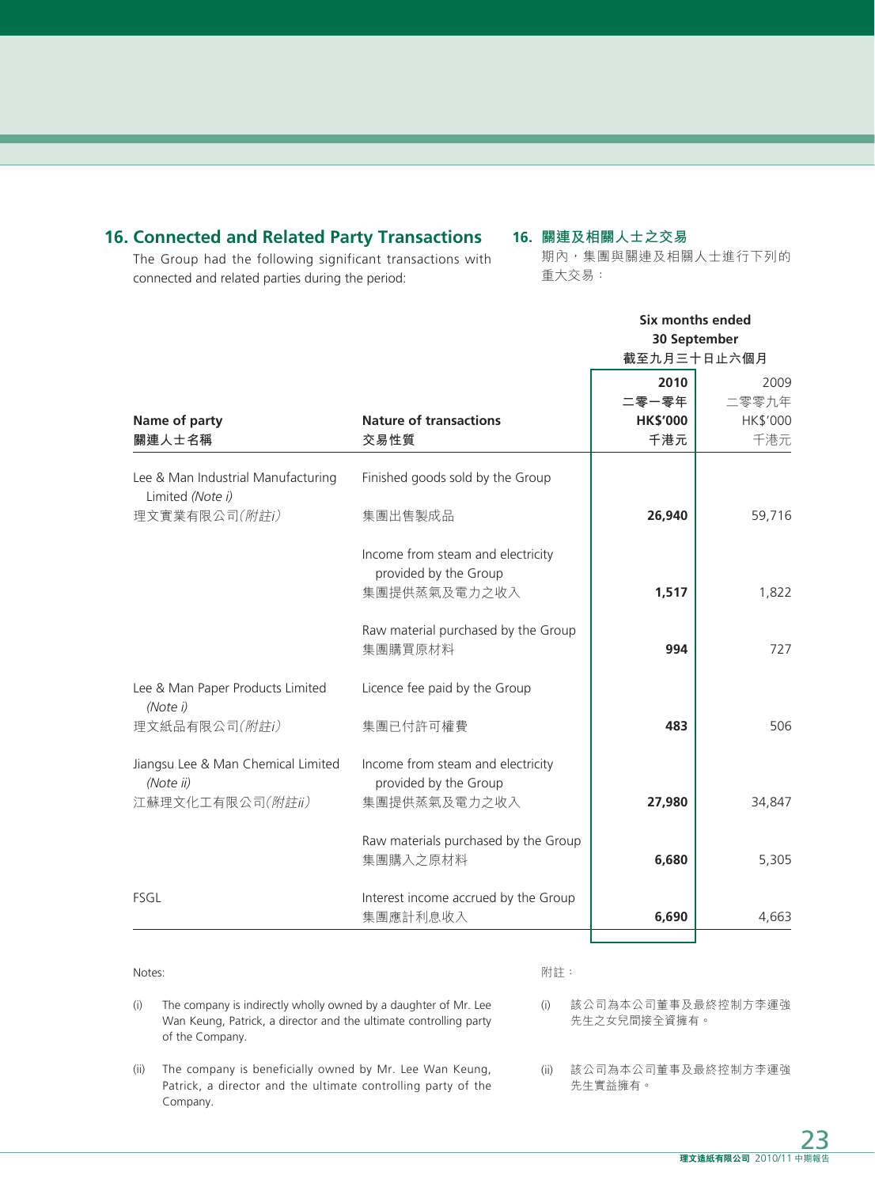## 16. Connected and Related Party Transactions

The Group had the following significant transactions with connected and related parties during the period:

## 16. 關連及相關人士之交易

期內，集團與關連及相關人士進行下列的重大交易：

| Name of party<br>關連人士名稱 | Nature of transactions<br>交易性質 | Six months ended 30 September<br>截至九月三十日止六個月<br>**2010**<br>**二零一零年**<br>**HK$'000**<br>**千港元** | 2009<br>二零零九年<br>HK$'000<br>千港元 |
|---|---|---|---|
| Lee & Man Industrial Manufacturing Limited *(Note i)*<br>理文實業有限公司*(附註i)* | Finished goods sold by the Group<br>集團出售製成品 | **26,940** | 59,716 |
| | Income from steam and electricity provided by the Group<br>集團提供蒸氣及電力之收入 | **1,517** | 1,822 |
| | Raw material purchased by the Group<br>集團購買原材料 | **994** | 727 |
| Lee & Man Paper Products Limited *(Note i)*<br>理文紙品有限公司*(附註i)* | Licence fee paid by the Group<br>集團已付許可權費 | **483** | 506 |
| Jiangsu Lee & Man Chemical Limited *(Note ii)*<br>江蘇理文化工有限公司*(附註ii)* | Income from steam and electricity provided by the Group<br>集團提供蒸氣及電力之收入 | **27,980** | 34,847 |
| | Raw materials purchased by the Group<br>集團購入之原材料 | **6,680** | 5,305 |
| FSGL | Interest income accrued by the Group<br>集團應計利息收入 | **6,690** | 4,663 |

Notes:

(i) The company is indirectly wholly owned by a daughter of Mr. Lee Wan Keung, Patrick, a director and the ultimate controlling party of the Company.

(ii) The company is beneficially owned by Mr. Lee Wan Keung, Patrick, a director and the ultimate controlling party of the Company.

附註：

(i) 該公司為本公司董事及最終控制方李運強先生之女兒間接全資擁有。

(ii) 該公司為本公司董事及最終控制方李運強先生實益擁有。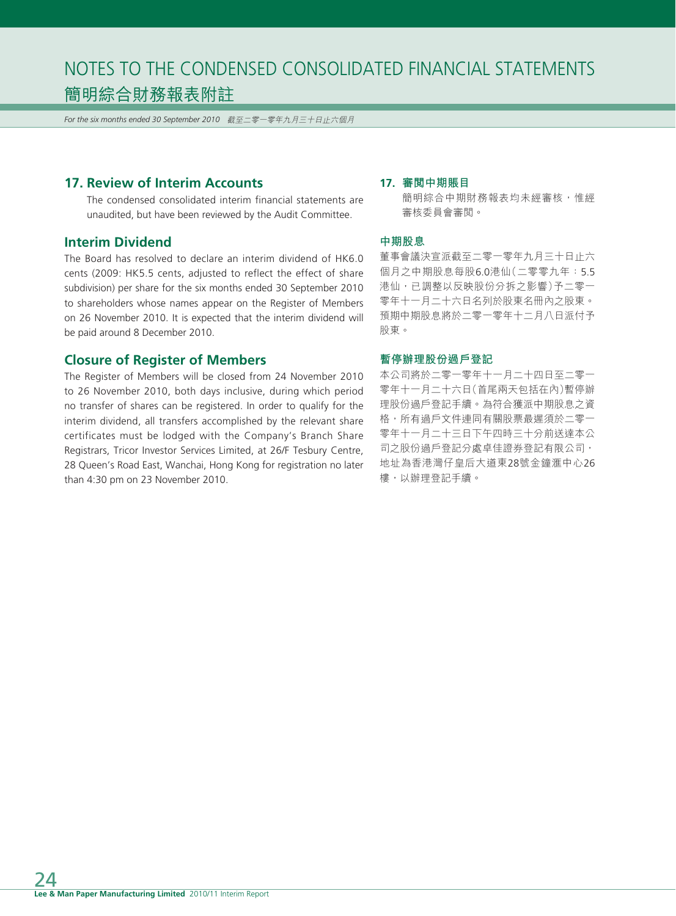## 17. Review of Interim Accounts

The condensed consolidated interim financial statements are unaudited, but have been reviewed by the Audit Committee.

## Interim Dividend

The Board has resolved to declare an interim dividend of HK6.0 cents (2009: HK5.5 cents, adjusted to reflect the effect of share subdivision) per share for the six months ended 30 September 2010 to shareholders whose names appear on the Register of Members on 26 November 2010. It is expected that the interim dividend will be paid around 8 December 2010.

## Closure of Register of Members

The Register of Members will be closed from 24 November 2010 to 26 November 2010, both days inclusive, during which period no transfer of shares can be registered. In order to qualify for the interim dividend, all transfers accomplished by the relevant share certificates must be lodged with the Company's Branch Share Registrars, Tricor Investor Services Limited, at 26/F Tesbury Centre, 28 Queen's Road East, Wanchai, Hong Kong for registration no later than 4:30 pm on 23 November 2010.

## 17. 審閱中期賬目

簡明綜合中期財務報表均未經審核，惟經審核委員會審閱。

## 中期股息

董事會議決宣派截至二零一零年九月三十日止六個月之中期股息每股6.0港仙（二零零九年：5.5港仙，已調整以反映股份分拆之影響）予二零一零年十一月二十六日名列於股東名冊內之股東。預期中期股息將於二零一零年十二月八日派付予股東。

## 暫停辦理股份過戶登記

本公司將於二零一零年十一月二十四日至二零一零年十一月二十六日（首尾兩天包括在內）暫停辦理股份過戶登記手續。為符合獲派中期股息之資格，所有過戶文件連同有關股票最遲須於二零一零年十一月二十三日下午四時三十分前送達本公司之股份過戶登記分處卓佳證券登記有限公司，地址為香港灣仔皇后大道東28號金鐘滙中心26樓，以辦理登記手續。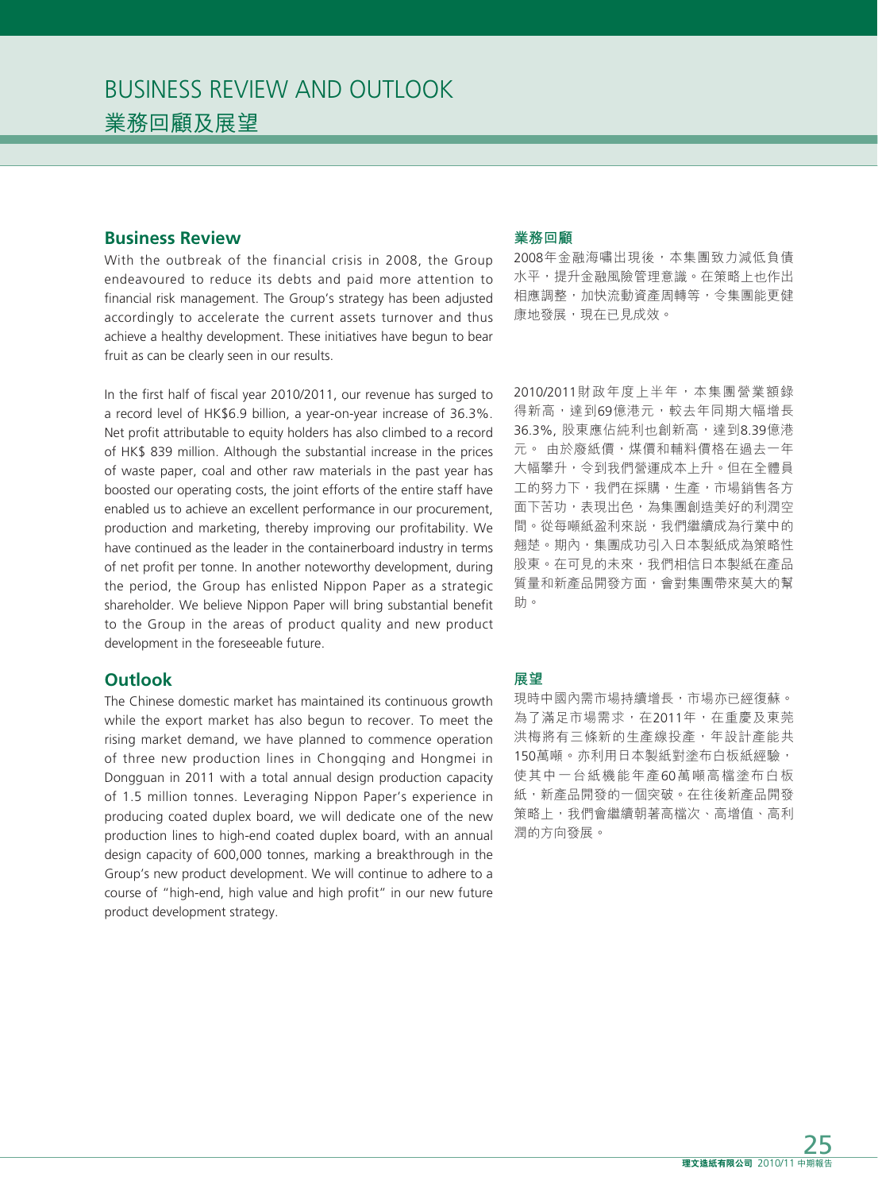# BUSINESS REVIEW AND OUTLOOK
# 業務回顧及展望

## Business Review

With the outbreak of the financial crisis in 2008, the Group endeavoured to reduce its debts and paid more attention to financial risk management. The Group's strategy has been adjusted accordingly to accelerate the current assets turnover and thus achieve a healthy development. These initiatives have begun to bear fruit as can be clearly seen in our results.

In the first half of fiscal year 2010/2011, our revenue has surged to a record level of HK$6.9 billion, a year-on-year increase of 36.3%. Net profit attributable to equity holders has also climbed to a record of HK$ 839 million. Although the substantial increase in the prices of waste paper, coal and other raw materials in the past year has boosted our operating costs, the joint efforts of the entire staff have enabled us to achieve an excellent performance in our procurement, production and marketing, thereby improving our profitability. We have continued as the leader in the containerboard industry in terms of net profit per tonne. In another noteworthy development, during the period, the Group has enlisted Nippon Paper as a strategic shareholder. We believe Nippon Paper will bring substantial benefit to the Group in the areas of product quality and new product development in the foreseeable future.

## Outlook

The Chinese domestic market has maintained its continuous growth while the export market has also begun to recover. To meet the rising market demand, we have planned to commence operation of three new production lines in Chongqing and Hongmei in Dongguan in 2011 with a total annual design production capacity of 1.5 million tonnes. Leveraging Nippon Paper's experience in producing coated duplex board, we will dedicate one of the new production lines to high-end coated duplex board, with an annual design capacity of 600,000 tonnes, marking a breakthrough in the Group's new product development. We will continue to adhere to a course of "high-end, high value and high profit" in our new future product development strategy.

## 業務回顧

2008年金融海嘯出現後，本集團致力減低負債水平，提升金融風險管理意識。在策略上也作出相應調整，加快流動資產周轉等，令集團能更健康地發展，現在已見成效。

2010/2011財政年度上半年，本集團營業額錄得新高，達到69億港元，較去年同期大幅增長36.3%, 股東應佔純利也創新高，達到8.39億港元。 由於廢紙價，煤價和輔料價格在過去一年大幅攀升，令到我們營運成本上升。但在全體員工的努力下，我們在採購，生產，市場銷售各方面下苦功，表現出色，為集團創造美好的利潤空間。從每噸紙盈利來説，我們繼續成為行業中的翹楚。期內，集團成功引入日本製紙成為策略性股東。在可見的未來，我們相信日本製紙在產品質量和新產品開發方面，會對集團帶來莫大的幫助。

## 展望

現時中國內需市場持續增長，市場亦已經復蘇。為了滿足市場需求，在2011年，在重慶及東莞洪梅將有三條新的生產線投產，年設計產能共150萬噸。亦利用日本製紙對塗布白板紙經驗，使其中一台紙機能年產60萬噸高檔塗布白板紙，新產品開發的一個突破。在往後新產品開發策略上，我們會繼續朝著高檔次、高增值、高利潤的方向發展。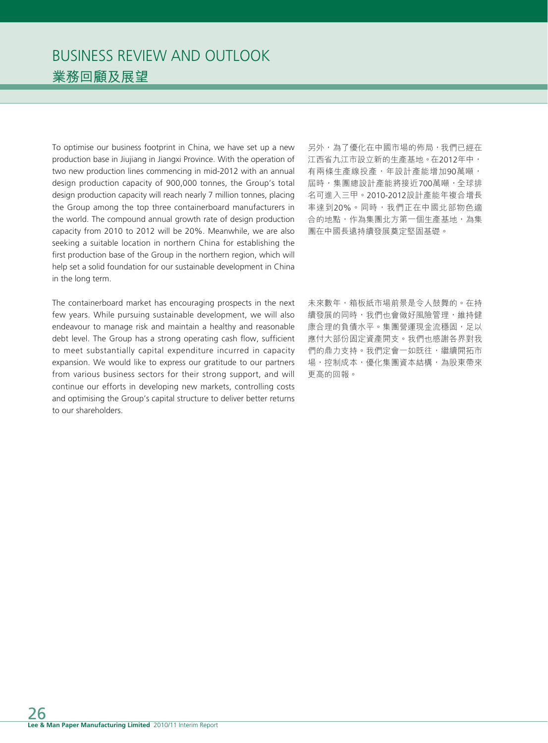# BUSINESS REVIEW AND OUTLOOK
## 業務回顧及展望

To optimise our business footprint in China, we have set up a new production base in Jiujiang in Jiangxi Province. With the operation of two new production lines commencing in mid-2012 with an annual design production capacity of 900,000 tonnes, the Group's total design production capacity will reach nearly 7 million tonnes, placing the Group among the top three containerboard manufacturers in the world. The compound annual growth rate of design production capacity from 2010 to 2012 will be 20%. Meanwhile, we are also seeking a suitable location in northern China for establishing the first production base of the Group in the northern region, which will help set a solid foundation for our sustainable development in China in the long term.

The containerboard market has encouraging prospects in the next few years. While pursuing sustainable development, we will also endeavour to manage risk and maintain a healthy and reasonable debt level. The Group has a strong operating cash flow, sufficient to meet substantially capital expenditure incurred in capacity expansion. We would like to express our gratitude to our partners from various business sectors for their strong support, and will continue our efforts in developing new markets, controlling costs and optimising the Group's capital structure to deliver better returns to our shareholders.

另外，為了優化在中國市場的佈局，我們已經在江西省九江市設立新的生產基地。在2012年中，有兩條生產線投產，年設計產能增加90萬噸，屆時，集團總設計產能將接近700萬噸，全球排名可進入三甲。2010-2012設計產能年複合增長率達到20%。同時，我們正在中國北部物色適合的地點，作為集團北方第一個生產基地，為集團在中國長遠持續發展奠定堅固基礎。

未來數年，箱板紙市場前景是令人鼓舞的。在持續發展的同時，我們也會做好風險管理，維持健康合理的負債水平。集團營運現金流穩固，足以應付大部份固定資產開支。我們也感謝各界對我們的鼎力支持。我們定會一如既往，繼續開拓市場，控制成本，優化集團資本結構，為股東帶來更高的回報。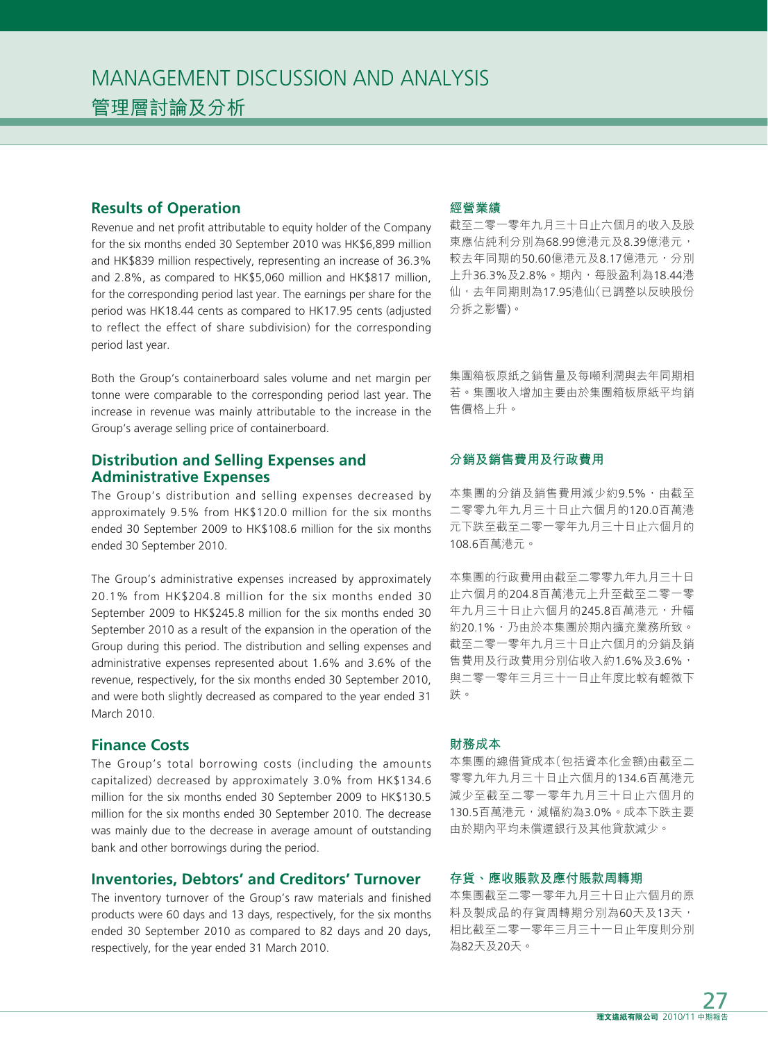# MANAGEMENT DISCUSSION AND ANALYSIS
# 管理層討論及分析

## Results of Operation

Revenue and net profit attributable to equity holder of the Company for the six months ended 30 September 2010 was HK$6,899 million and HK$839 million respectively, representing an increase of 36.3% and 2.8%, as compared to HK$5,060 million and HK$817 million, for the corresponding period last year. The earnings per share for the period was HK18.44 cents as compared to HK17.95 cents (adjusted to reflect the effect of share subdivision) for the corresponding period last year.

Both the Group's containerboard sales volume and net margin per tonne were comparable to the corresponding period last year. The increase in revenue was mainly attributable to the increase in the Group's average selling price of containerboard.

## 經營業績

截至二零一零年九月三十日止六個月的收入及股東應佔純利分別為68.99億港元及8.39億港元，較去年同期的50.60億港元及8.17億港元，分別上升36.3%及2.8%。期內，每股盈利為18.44港仙，去年同期則為17.95港仙(已調整以反映股份分拆之影響)。

集團箱板原紙之銷售量及每噸利潤與去年同期相若。集團收入增加主要由於集團箱板原紙平均銷售價格上升。

## Distribution and Selling Expenses and Administrative Expenses

The Group's distribution and selling expenses decreased by approximately 9.5% from HK$120.0 million for the six months ended 30 September 2009 to HK$108.6 million for the six months ended 30 September 2010.

The Group's administrative expenses increased by approximately 20.1% from HK$204.8 million for the six months ended 30 September 2009 to HK$245.8 million for the six months ended 30 September 2010 as a result of the expansion in the operation of the Group during this period. The distribution and selling expenses and administrative expenses represented about 1.6% and 3.6% of the revenue, respectively, for the six months ended 30 September 2010, and were both slightly decreased as compared to the year ended 31 March 2010.

## 分銷及銷售費用及行政費用

本集團的分銷及銷售費用減少約9.5%，由截至二零零九年九月三十日止六個月的120.0百萬港元下跌至截至二零一零年九月三十日止六個月的108.6百萬港元。

本集團的行政費用由截至二零零九年九月三十日止六個月的204.8百萬港元上升至截至二零一零年九月三十日止六個月的245.8百萬港元，升幅約20.1%，乃由於本集團於期內擴充業務所致。截至二零一零年九月三十日止六個月的分銷及銷售費用及行政費用分別佔收入約1.6%及3.6%，與二零一零年三月三十一日止年度比較有輕微下跌。

## Finance Costs

The Group's total borrowing costs (including the amounts capitalized) decreased by approximately 3.0% from HK$134.6 million for the six months ended 30 September 2009 to HK$130.5 million for the six months ended 30 September 2010. The decrease was mainly due to the decrease in average amount of outstanding bank and other borrowings during the period.

## 財務成本

本集團的總借貸成本(包括資本化金額)由截至二零零九年九月三十日止六個月的134.6百萬港元減少至截至二零一零年九月三十日止六個月的130.5百萬港元，減幅約為3.0%。成本下跌主要由於期內平均未償還銀行及其他貸款減少。

## Inventories, Debtors' and Creditors' Turnover

The inventory turnover of the Group's raw materials and finished products were 60 days and 13 days, respectively, for the six months ended 30 September 2010 as compared to 82 days and 20 days, respectively, for the year ended 31 March 2010.

## 存貨、應收賬款及應付賬款周轉期

本集團截至二零一零年九月三十日止六個月的原料及製成品的存貨周轉期分別為60天及13天，相比截至二零一零年三月三十一日止年度則分別為82天及20天。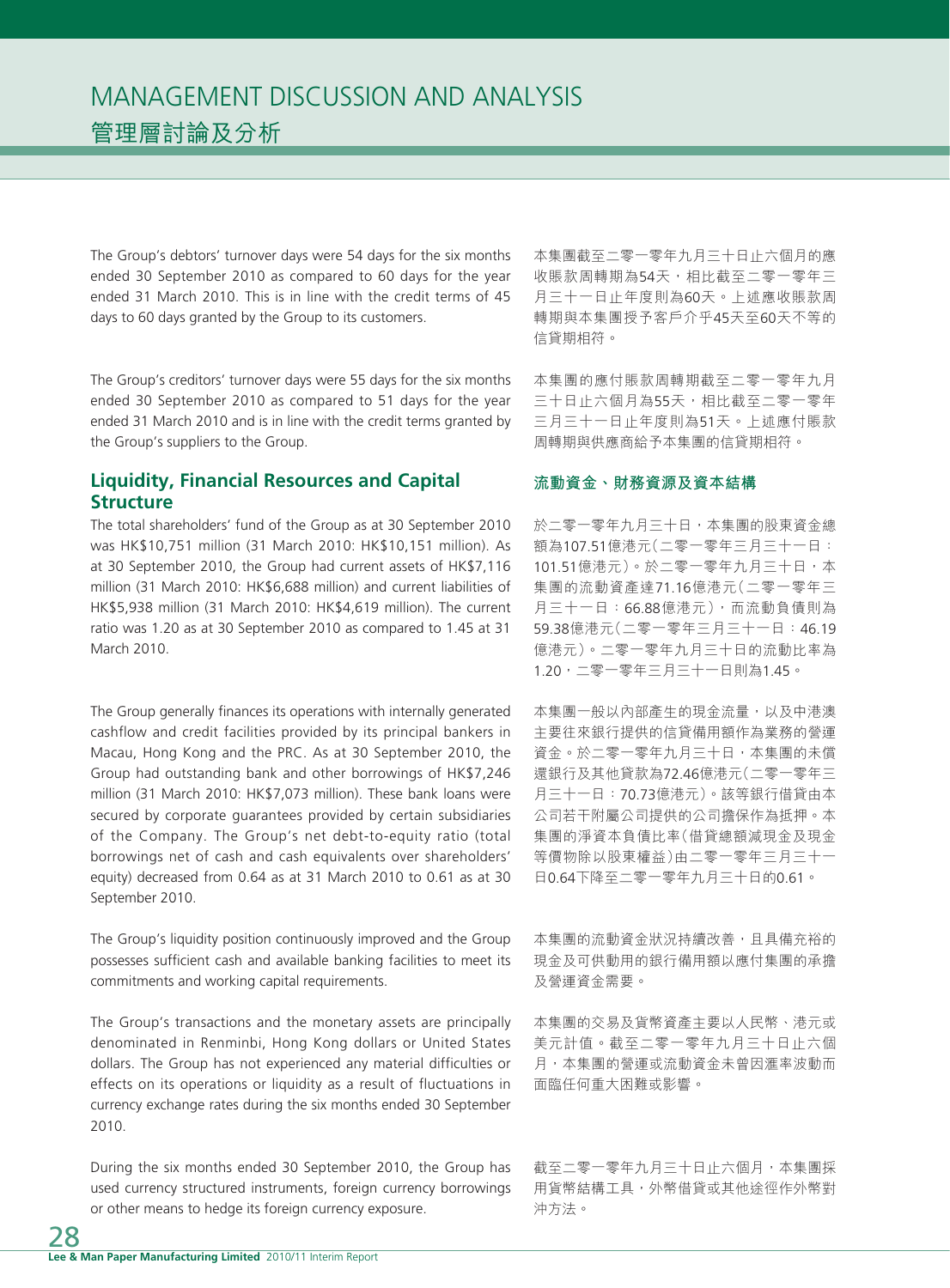The Group's debtors' turnover days were 54 days for the six months ended 30 September 2010 as compared to 60 days for the year ended 31 March 2010. This is in line with the credit terms of 45 days to 60 days granted by the Group to its customers.

本集團截至二零一零年九月三十日止六個月的應收賬款周轉期為54天，相比截至二零一零年三月三十一日止年度則為60天。上述應收賬款周轉期與本集團授予客戶介乎45天至60天不等的信貸期相符。

The Group's creditors' turnover days were 55 days for the six months ended 30 September 2010 as compared to 51 days for the year ended 31 March 2010 and is in line with the credit terms granted by the Group's suppliers to the Group.

本集團的應付賬款周轉期截至二零一零年九月三十日止六個月為55天，相比截至二零一零年三月三十一日止年度則為51天。上述應付賬款周轉期與供應商給予本集團的信貸期相符。

## Liquidity, Financial Resources and Capital Structure

## 流動資金、財務資源及資本結構

The total shareholders' fund of the Group as at 30 September 2010 was HK$10,751 million (31 March 2010: HK$10,151 million). As at 30 September 2010, the Group had current assets of HK$7,116 million (31 March 2010: HK$6,688 million) and current liabilities of HK$5,938 million (31 March 2010: HK$4,619 million). The current ratio was 1.20 as at 30 September 2010 as compared to 1.45 at 31 March 2010.

於二零一零年九月三十日，本集團的股東資金總額為107.51億港元(二零一零年三月三十一日：101.51億港元)。於二零一零年九月三十日，本集團的流動資產達71.16億港元(二零一零年三月三十一日：66.88億港元)，而流動負債則為59.38億港元(二零一零年三月三十一日：46.19億港元)。二零一零年九月三十日的流動比率為1.20，二零一零年三月三十一日則為1.45。

The Group generally finances its operations with internally generated cashflow and credit facilities provided by its principal bankers in Macau, Hong Kong and the PRC. As at 30 September 2010, the Group had outstanding bank and other borrowings of HK$7,246 million (31 March 2010: HK$7,073 million). These bank loans were secured by corporate guarantees provided by certain subsidiaries of the Company. The Group's net debt-to-equity ratio (total borrowings net of cash and cash equivalents over shareholders' equity) decreased from 0.64 as at 31 March 2010 to 0.61 as at 30 September 2010.

本集團一般以內部產生的現金流量，以及中港澳主要往來銀行提供的信貸備用額作為業務的營運資金。於二零一零年九月三十日，本集團的未償還銀行及其他貸款為72.46億港元(二零一零年三月三十一日：70.73億港元)。該等銀行借貸由本公司若干附屬公司提供的公司擔保作為抵押。本集團的淨資本負債比率(借貸總額減現金及現金等價物除以股東權益)由二零一零年三月三十一日0.64下降至二零一零年九月三十日的0.61。

The Group's liquidity position continuously improved and the Group possesses sufficient cash and available banking facilities to meet its commitments and working capital requirements.

本集團的流動資金狀況持續改善，且具備充裕的現金及可供動用的銀行備用額以應付集團的承擔及營運資金需要。

The Group's transactions and the monetary assets are principally denominated in Renminbi, Hong Kong dollars or United States dollars. The Group has not experienced any material difficulties or effects on its operations or liquidity as a result of fluctuations in currency exchange rates during the six months ended 30 September 2010.

本集團的交易及貨幣資產主要以人民幣、港元或美元計值。截至二零一零年九月三十日止六個月，本集團的營運或流動資金未曾因滙率波動而面臨任何重大困難或影響。

During the six months ended 30 September 2010, the Group has used currency structured instruments, foreign currency borrowings or other means to hedge its foreign currency exposure.

截至二零一零年九月三十日止六個月，本集團採用貨幣結構工具，外幣借貸或其他途徑作外幣對沖方法。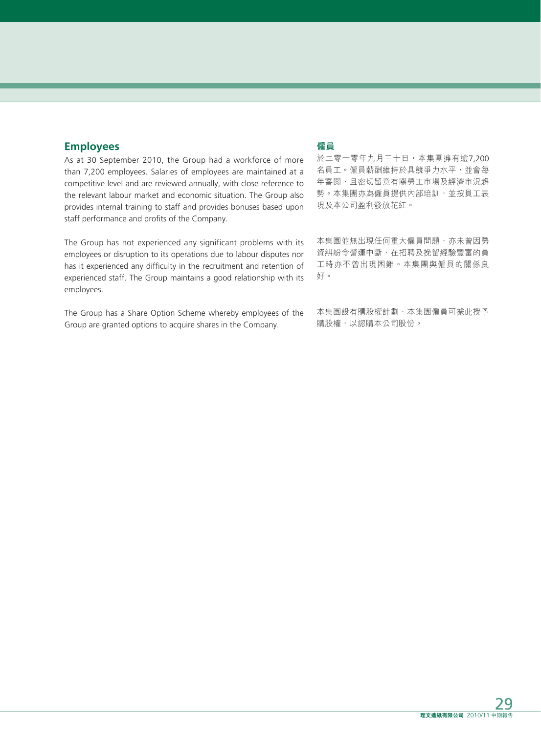## Employees

As at 30 September 2010, the Group had a workforce of more than 7,200 employees. Salaries of employees are maintained at a competitive level and are reviewed annually, with close reference to the relevant labour market and economic situation. The Group also provides internal training to staff and provides bonuses based upon staff performance and profits of the Company.

The Group has not experienced any significant problems with its employees or disruption to its operations due to labour disputes nor has it experienced any difficulty in the recruitment and retention of experienced staff. The Group maintains a good relationship with its employees.

The Group has a Share Option Scheme whereby employees of the Group are granted options to acquire shares in the Company.

## 僱員

於二零一零年九月三十日，本集團擁有逾7,200名員工。僱員薪酬維持於具競爭力水平，並會每年審閱，且密切留意有關勞工市場及經濟市況趨勢。本集團亦為僱員提供內部培訓，並按員工表現及本公司盈利發放花紅。

本集團並無出現任何重大僱員問題，亦未曾因勞資糾紛令營運中斷，在招聘及挽留經驗豐富的員工時亦不曾出現困難。本集團與僱員的關係良好。

本集團設有購股權計劃，本集團僱員可據此授予購股權，以認購本公司股份。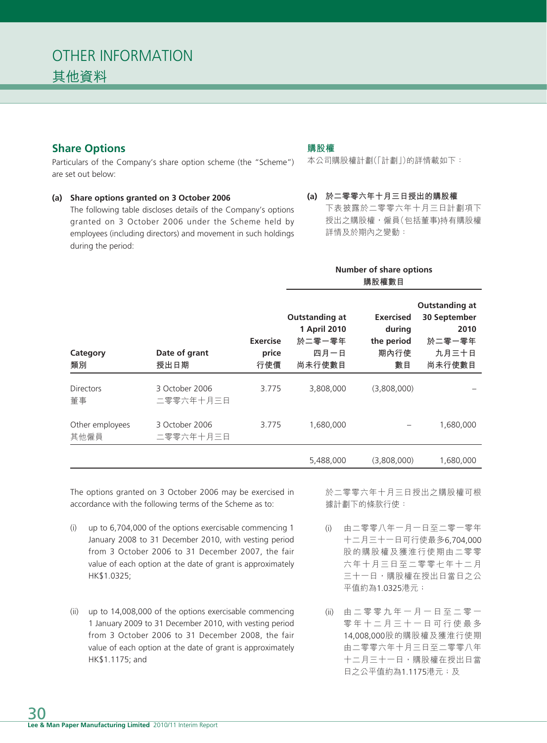# OTHER INFORMATION
# 其他資料

## Share Options

Particulars of the Company's share option scheme (the "Scheme") are set out below:

**(a) Share options granted on 3 October 2006**

The following table discloses details of the Company's options granted on 3 October 2006 under the Scheme held by employees (including directors) and movement in such holdings during the period:

## 購股權

本公司購股權計劃(「計劃」)的詳情載如下：

**(a) 於二零零六年十月三日授出的購股權**

下表披露於二零零六年十月三日計劃項下授出之購股權，僱員(包括董事)持有購股權詳情及於期內之變動：

| Category<br>類別 | Date of grant<br>授出日期 | Exercise price<br>行使價 | Number of share options<br>購股權數目<br>Outstanding at 1 April 2010<br>於二零一零年四月一日尚未行使數目 | Exercised during the period<br>期內行使數目 | Outstanding at 30 September 2010<br>於二零一零年九月三十日尚未行使數目 |
|---|---|---|---|---|---|
| Directors<br>董事 | 3 October 2006<br>二零零六年十月三日 | 3.775 | 3,808,000 | (3,808,000) | – |
| Other employees<br>其他僱員 | 3 October 2006<br>二零零六年十月三日 | 3.775 | 1,680,000 | – | 1,680,000 |
| | | | 5,488,000 | (3,808,000) | 1,680,000 |

The options granted on 3 October 2006 may be exercised in accordance with the following terms of the Scheme as to:

(i) up to 6,704,000 of the options exercisable commencing 1 January 2008 to 31 December 2010, with vesting period from 3 October 2006 to 31 December 2007, the fair value of each option at the date of grant is approximately HK$1.0325;

(ii) up to 14,008,000 of the options exercisable commencing 1 January 2009 to 31 December 2010, with vesting period from 3 October 2006 to 31 December 2008, the fair value of each option at the date of grant is approximately HK$1.1175; and

於二零零六年十月三日授出之購股權可根據計劃下的條款行使：

(i) 由二零零八年一月一日至二零一零年十二月三十一日可行使最多6,704,000股的購股權及獲准行使期由二零零六年十月三日至二零零七年十二月三十一日，購股權在授出日當日之公平值約為1.0325港元；

(ii) 由二零零九年一月一日至二零一零年十二月三十一日可行使最多14,008,000股的購股權及獲准行使期由二零零六年十月三日至二零零八年十二月三十一日，購股權在授出日當日之公平值約為1.1175港元；及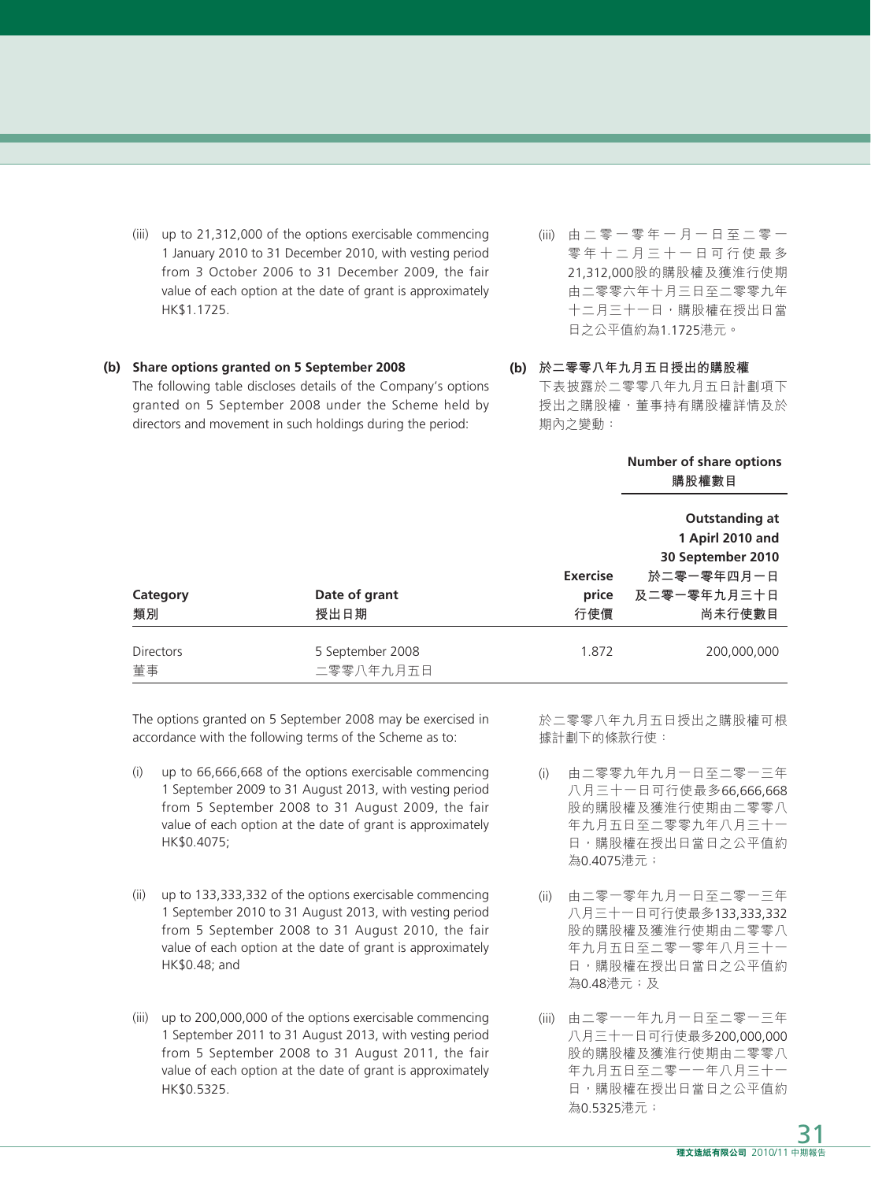(iii) up to 21,312,000 of the options exercisable commencing 1 January 2010 to 31 December 2010, with vesting period from 3 October 2006 to 31 December 2009, the fair value of each option at the date of grant is approximately HK$1.1725.

(iii) 由二零一零年一月一日至二零一零年十二月三十一日可行使最多21,312,000股的購股權及獲准行使期由二零零六年十月三日至二零零九年十二月三十一日，購股權在授出日當日之公平值約為1.1725港元。

**(b) Share options granted on 5 September 2008**

The following table discloses details of the Company's options granted on 5 September 2008 under the Scheme held by directors and movement in such holdings during the period:

**(b) 於二零零八年九月五日授出的購股權**

下表披露於二零零八年九月五日計劃項下授出之購股權，董事持有購股權詳情及於期內之變動：

| | | | Number of share options 購股權數目 |
|---|---|---|---|
| Category 類別 | Date of grant 授出日期 | Exercise price 行使價 | Outstanding at 1 Apirl 2010 and 30 September 2010 於二零一零年四月一日及二零一零年九月三十日尚未行使數目 |
| Directors 董事 | 5 September 2008 二零零八年九月五日 | 1.872 | 200,000,000 |

The options granted on 5 September 2008 may be exercised in accordance with the following terms of the Scheme as to:

(i) up to 66,666,668 of the options exercisable commencing 1 September 2009 to 31 August 2013, with vesting period from 5 September 2008 to 31 August 2009, the fair value of each option at the date of grant is approximately HK$0.4075;

(ii) up to 133,333,332 of the options exercisable commencing 1 September 2010 to 31 August 2013, with vesting period from 5 September 2008 to 31 August 2010, the fair value of each option at the date of grant is approximately HK$0.48; and

(iii) up to 200,000,000 of the options exercisable commencing 1 September 2011 to 31 August 2013, with vesting period from 5 September 2008 to 31 August 2011, the fair value of each option at the date of grant is approximately HK$0.5325.

於二零零八年九月五日授出之購股權可根據計劃下的條款行使：

(i) 由二零零九年九月一日至二零一三年八月三十一日可行使最多66,666,668股的購股權及獲准行使期由二零零八年九月五日至二零零九年八月三十一日，購股權在授出日當日之公平值約為0.4075港元；

(ii) 由二零一零年九月一日至二零一三年八月三十一日可行使最多133,333,332股的購股權及獲准行使期由二零零八年九月五日至二零一零年八月三十一日，購股權在授出日當日之公平值約為0.48港元；及

(iii) 由二零一一年九月一日至二零一三年八月三十一日可行使最多200,000,000股的購股權及獲准行使期由二零零八年九月五日至二零一一年八月三十一日，購股權在授出日當日之公平值約為0.5325港元；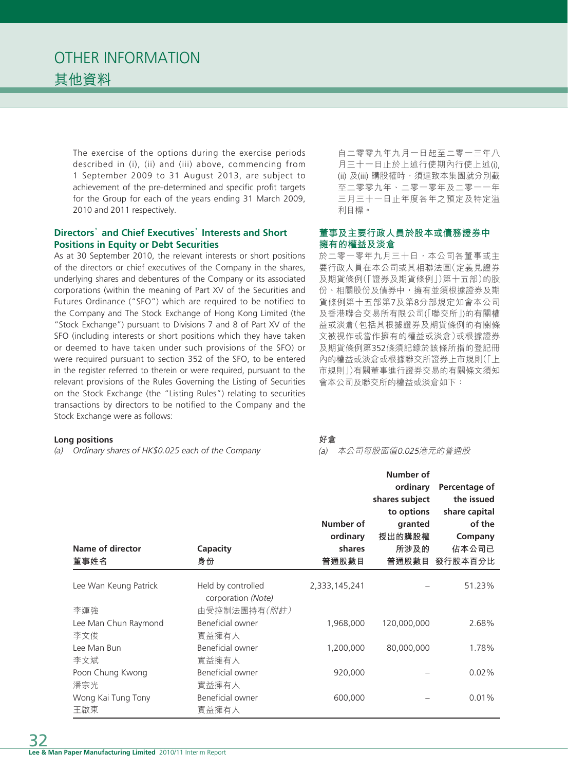# OTHER INFORMATION
# 其他資料

The exercise of the options during the exercise periods described in (i), (ii) and (iii) above, commencing from 1 September 2009 to 31 August 2013, are subject to achievement of the pre-determined and specific profit targets for the Group for each of the years ending 31 March 2009, 2010 and 2011 respectively.

自二零零九年九月一日起至二零一三年八月三十一日止於上述行使期內行使上述(i), (ii) 及(iii) 購股權時，須達致本集團就分別截至二零零九年、二零一零年及二零一一年三月三十一日止年度各年之預定及特定溢利目標。

### Directors' and Chief Executives' Interests and Short Positions in Equity or Debt Securities

As at 30 September 2010, the relevant interests or short positions of the directors or chief executives of the Company in the shares, underlying shares and debentures of the Company or its associated corporations (within the meaning of Part XV of the Securities and Futures Ordinance ("SFO") which are required to be notified to the Company and The Stock Exchange of Hong Kong Limited (the "Stock Exchange") pursuant to Divisions 7 and 8 of Part XV of the SFO (including interests or short positions which they have taken or deemed to have taken under such provisions of the SFO) or were required pursuant to section 352 of the SFO, to be entered in the register referred to therein or were required, pursuant to the relevant provisions of the Rules Governing the Listing of Securities on the Stock Exchange (the "Listing Rules") relating to securities transactions by directors to be notified to the Company and the Stock Exchange were as follows:

### 董事及主要行政人員於股本或債務證券中擁有的權益及淡倉

於二零一零年九月三十日，本公司各董事或主要行政人員在本公司或其相聯法團(定義見證券及期貨條例(「證券及期貨條例」)第十五部)的股份、相關股份及債券中，擁有並須根據證券及期貨條例第十五部第7及第8分部規定知會本公司及香港聯合交易所有限公司(「聯交所」)的有關權益或淡倉(包括其根據證券及期貨條例的有關條文被視作或當作擁有的權益或淡倉)或根據證券及期貨條例第352條須記錄於該條所指的登記冊內的權益或淡倉或根據聯交所證券上市規則(「上市規則」)有關董事進行證券交易的有關條文須知會本公司及聯交所的權益或淡倉如下：

**Long positions**
**好倉**

*(a) Ordinary shares of HK$0.025 each of the Company*
*(a) 本公司每股面值0.025港元的普通股*

| Name of director 董事姓名 | Capacity 身份 | Number of ordinary shares 普通股數目 | Number of ordinary shares subject to options granted 授出的購股權所涉及的普通股數目 | Percentage of the issued share capital of the Company 佔本公司已發行股本百分比 |
|---|---|---|---|---|
| Lee Wan Keung Patrick 李運強 | Held by controlled corporation *(Note)* 由受控制法團持有*(附註)* | 2,333,145,241 | – | 51.23% |
| Lee Man Chun Raymond 李文俊 | Beneficial owner 實益擁有人 | 1,968,000 | 120,000,000 | 2.68% |
| Lee Man Bun 李文斌 | Beneficial owner 實益擁有人 | 1,200,000 | 80,000,000 | 1.78% |
| Poon Chung Kwong 潘宗光 | Beneficial owner 實益擁有人 | 920,000 | – | 0.02% |
| Wong Kai Tung Tony 王啟東 | Beneficial owner 實益擁有人 | 600,000 | – | 0.01% |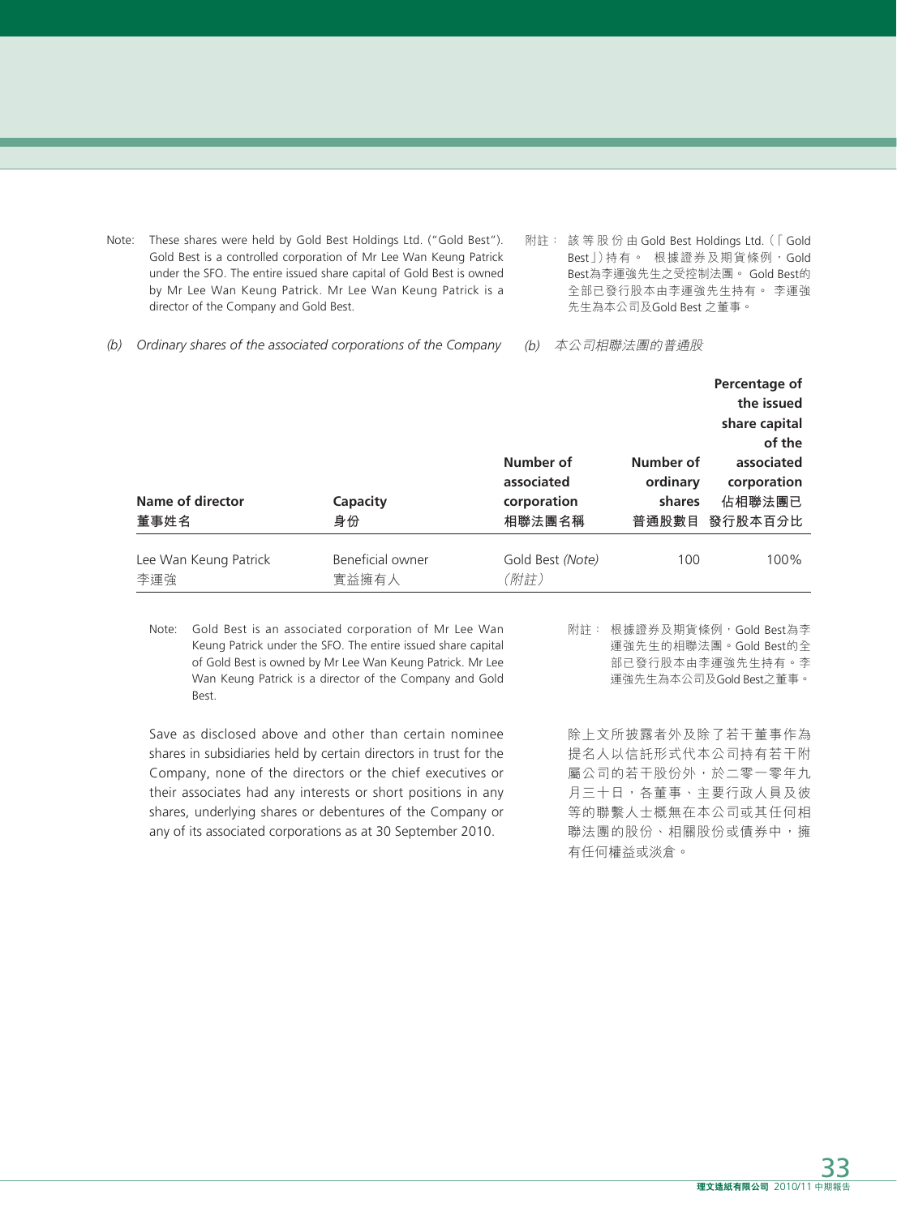Note: These shares were held by Gold Best Holdings Ltd. ("Gold Best"). Gold Best is a controlled corporation of Mr Lee Wan Keung Patrick under the SFO. The entire issued share capital of Gold Best is owned by Mr Lee Wan Keung Patrick. Mr Lee Wan Keung Patrick is a director of the Company and Gold Best.

附註： 該等股份由Gold Best Holdings Ltd.（「Gold Best」）持有。 根據證券及期貨條例，Gold Best為李運強先生之受控制法團。 Gold Best的全部已發行股本由李運強先生持有。 李運強先生為本公司及Gold Best 之董事。

*(b) Ordinary shares of the associated corporations of the Company*

*(b) 本公司相聯法團的普通股*

| Name of director<br>董事姓名 | Capacity<br>身份 | Number of associated corporation<br>相聯法團名稱 | Number of ordinary shares<br>普通股數目 | Percentage of the issued share capital of the associated corporation<br>佔相聯法團已發行股本百分比 |
|---|---|---|---|---|
| Lee Wan Keung Patrick<br>李運強 | Beneficial owner<br>實益擁有人 | Gold Best *(Note)*<br>*(附註)* | 100 | 100% |

Note: Gold Best is an associated corporation of Mr Lee Wan Keung Patrick under the SFO. The entire issued share capital of Gold Best is owned by Mr Lee Wan Keung Patrick. Mr Lee Wan Keung Patrick is a director of the Company and Gold Best.

附註： 根據證券及期貨條例，Gold Best為李運強先生的相聯法團。Gold Best的全部已發行股本由李運強先生持有。李運強先生為本公司及Gold Best之董事。

Save as disclosed above and other than certain nominee shares in subsidiaries held by certain directors in trust for the Company, none of the directors or the chief executives or their associates had any interests or short positions in any shares, underlying shares or debentures of the Company or any of its associated corporations as at 30 September 2010.

除上文所披露者外及除了若干董事作為提名人以信託形式代本公司持有若干附屬公司的若干股份外，於二零一零年九月三十日，各董事、主要行政人員及彼等的聯繫人士概無在本公司或其任何相聯法團的股份、相關股份或債券中，擁有任何權益或淡倉。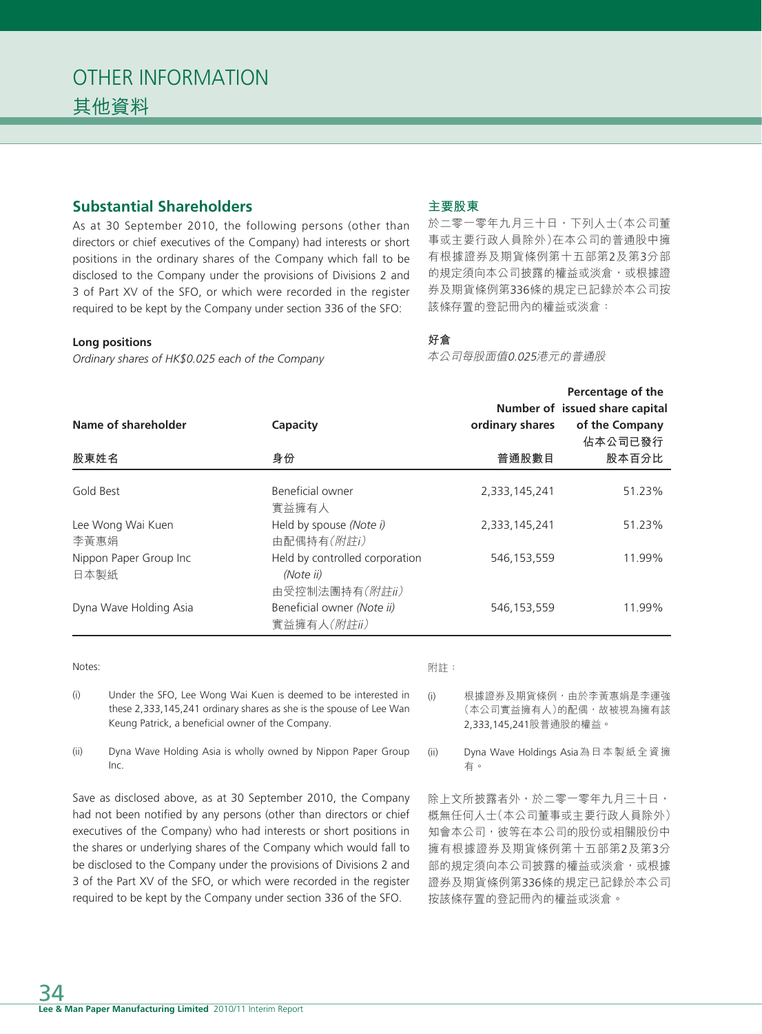# OTHER INFORMATION
# 其他資料

## Substantial Shareholders

As at 30 September 2010, the following persons (other than directors or chief executives of the Company) had interests or short positions in the ordinary shares of the Company which fall to be disclosed to the Company under the provisions of Divisions 2 and 3 of Part XV of the SFO, or which were recorded in the register required to be kept by the Company under section 336 of the SFO:

## 主要股東

於二零一零年九月三十日，下列人士(本公司董事或主要行政人員除外)在本公司的普通股中擁有根據證券及期貨條例第十五部第2及第3分部的規定須向本公司披露的權益或淡倉，或根據證券及期貨條例第336條的規定已記錄於本公司按該條存置的登記冊內的權益或淡倉：

**Long positions**

*Ordinary shares of HK$0.025 each of the Company*

**好倉**

*本公司每股面值0.025港元的普通股*

| Name of shareholder 股東姓名 | Capacity 身份 | Number of ordinary shares 普通股數目 | Percentage of the issued share capital of the Company 佔本公司已發行股本百分比 |
|---|---|---|---|
| Gold Best | Beneficial owner 實益擁有人 | 2,333,145,241 | 51.23% |
| Lee Wong Wai Kuen 李黃惠娟 | Held by spouse *(Note i)* 由配偶持有*(附註i)* | 2,333,145,241 | 51.23% |
| Nippon Paper Group Inc 日本製紙 | Held by controlled corporation *(Note ii)* 由受控制法團持有*(附註ii)* | 546,153,559 | 11.99% |
| Dyna Wave Holding Asia | Beneficial owner *(Note ii)* 實益擁有人*(附註ii)* | 546,153,559 | 11.99% |

Notes:

(i) Under the SFO, Lee Wong Wai Kuen is deemed to be interested in these 2,333,145,241 ordinary shares as she is the spouse of Lee Wan Keung Patrick, a beneficial owner of the Company.

(ii) Dyna Wave Holding Asia is wholly owned by Nippon Paper Group Inc.

附註：

(i) 根據證券及期貨條例，由於李黃惠娟是李運強(本公司實益擁有人)的配偶，故被視為擁有該2,333,145,241股普通股的權益。

(ii) Dyna Wave Holdings Asia為日本製紙全資擁有。

Save as disclosed above, as at 30 September 2010, the Company had not been notified by any persons (other than directors or chief executives of the Company) who had interests or short positions in the shares or underlying shares of the Company which would fall to be disclosed to the Company under the provisions of Divisions 2 and 3 of the Part XV of the SFO, or which were recorded in the register required to be kept by the Company under section 336 of the SFO.

除上文所披露者外，於二零一零年九月三十日，概無任何人士(本公司董事或主要行政人員除外)知會本公司，彼等在本公司的股份或相關股份中擁有根據證券及期貨條例第十五部第2及第3分部的規定須向本公司披露的權益或淡倉，或根據證券及期貨條例第336條的規定已記錄於本公司按該條存置的登記冊內的權益或淡倉。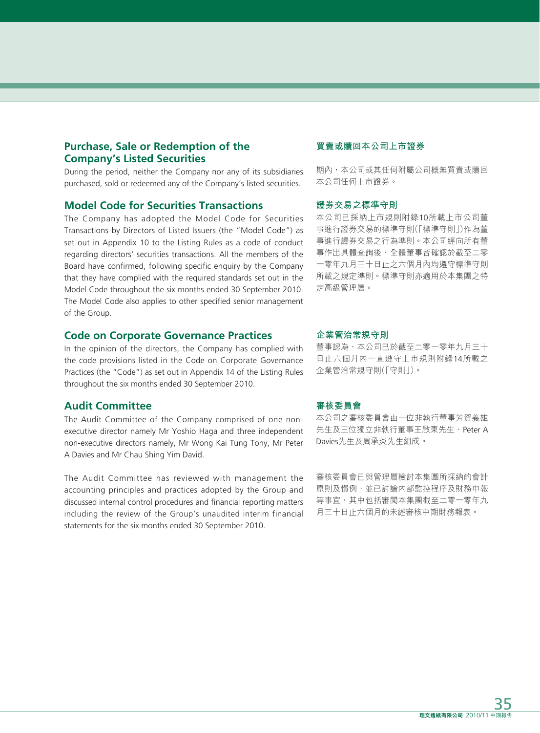## Purchase, Sale or Redemption of the Company's Listed Securities

During the period, neither the Company nor any of its subsidiaries purchased, sold or redeemed any of the Company's listed securities.

## Model Code for Securities Transactions

The Company has adopted the Model Code for Securities Transactions by Directors of Listed Issuers (the "Model Code") as set out in Appendix 10 to the Listing Rules as a code of conduct regarding directors' securities transactions. All the members of the Board have confirmed, following specific enquiry by the Company that they have complied with the required standards set out in the Model Code throughout the six months ended 30 September 2010. The Model Code also applies to other specified senior management of the Group.

## Code on Corporate Governance Practices

In the opinion of the directors, the Company has complied with the code provisions listed in the Code on Corporate Governance Practices (the "Code") as set out in Appendix 14 of the Listing Rules throughout the six months ended 30 September 2010.

## Audit Committee

The Audit Committee of the Company comprised of one non-executive director namely Mr Yoshio Haga and three independent non-executive directors namely, Mr Wong Kai Tung Tony, Mr Peter A Davies and Mr Chau Shing Yim David.

The Audit Committee has reviewed with management the accounting principles and practices adopted by the Group and discussed internal control procedures and financial reporting matters including the review of the Group's unaudited interim financial statements for the six months ended 30 September 2010.

## 買賣或贖回本公司上市證券

期內，本公司或其任何附屬公司概無買賣或贖回本公司任何上市證券。

## 證券交易之標準守則

本公司已採納上市規則附錄10所載上市公司董事進行證券交易的標準守則(「標準守則」)作為董事進行證券交易之行為準則。本公司經向所有董事作出具體查詢後，全體董事皆確認於截至二零一零年九月三十日止之六個月內均遵守標準守則所載之規定準則。標準守則亦適用於本集團之特定高級管理層。

## 企業管治常規守則

董事認為，本公司已於截至二零一零年九月三十日止六個月內一直遵守上市規則附錄14所載之企業管治常規守則(「守則」)。

## 審核委員會

本公司之審核委員會由一位非執行董事芳賀義雄先生及三位獨立非執行董事王啟東先生、Peter A Davies先生及周承炎先生組成。

審核委員會已與管理層檢討本集團所採納的會計原則及慣例，並已討論內部監控程序及財務申報等事宜，其中包括審閱本集團截至二零一零年九月三十日止六個月的未經審核中期財務報表。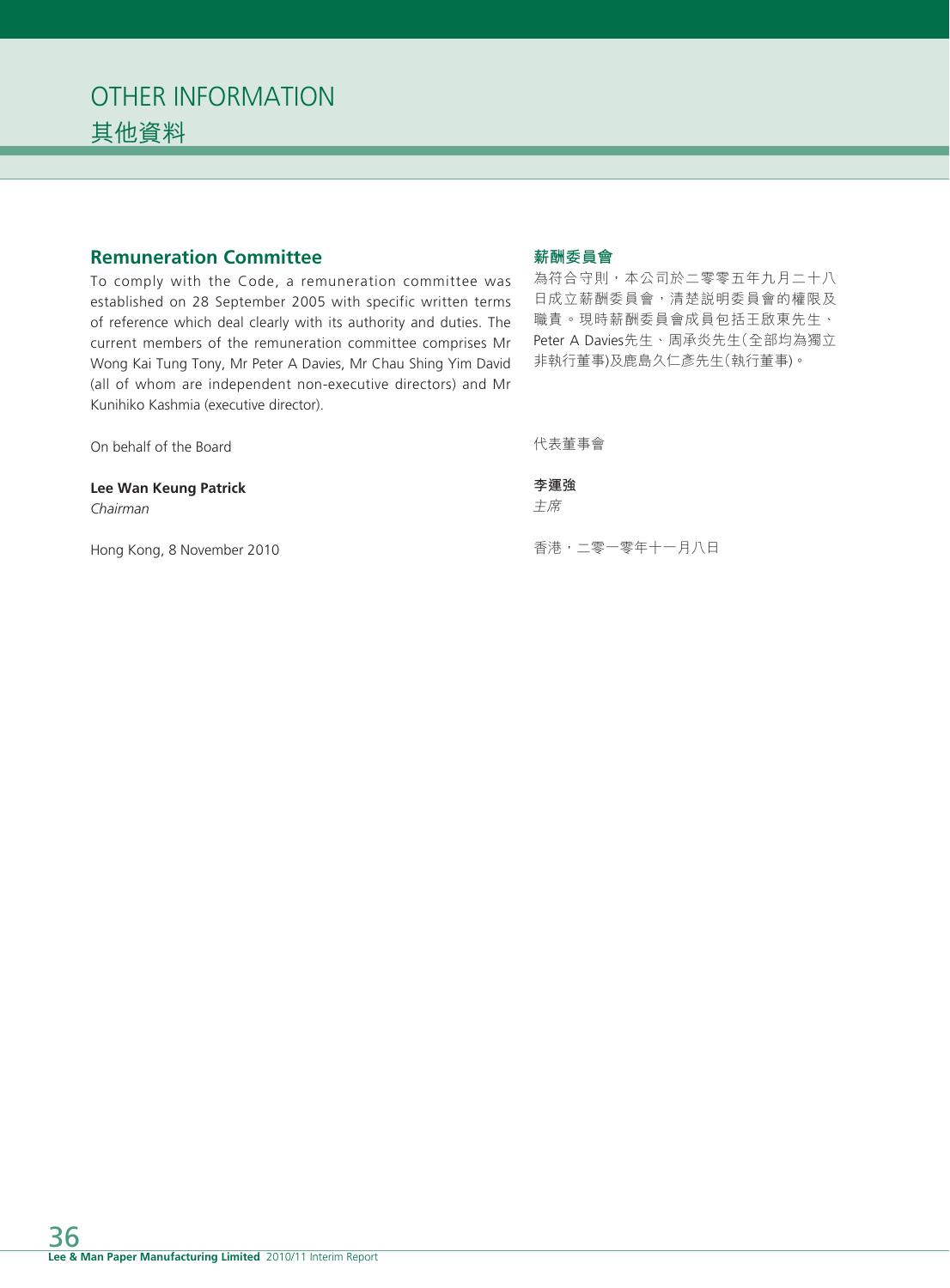# OTHER INFORMATION
# 其他資料

## Remuneration Committee

To comply with the Code, a remuneration committee was established on 28 September 2005 with specific written terms of reference which deal clearly with its authority and duties. The current members of the remuneration committee comprises Mr Wong Kai Tung Tony, Mr Peter A Davies, Mr Chau Shing Yim David (all of whom are independent non-executive directors) and Mr Kunihiko Kashmia (executive director).

On behalf of the Board

**Lee Wan Keung Patrick**
*Chairman*

Hong Kong, 8 November 2010

## 薪酬委員會

為符合守則，本公司於二零零五年九月二十八日成立薪酬委員會，清楚説明委員會的權限及職責。現時薪酬委員會成員包括王啟東先生、Peter A Davies先生、周承炎先生(全部均為獨立非執行董事)及鹿島久仁彥先生(執行董事)。

代表董事會

**李運強**
*主席*

香港，二零一零年十一月八日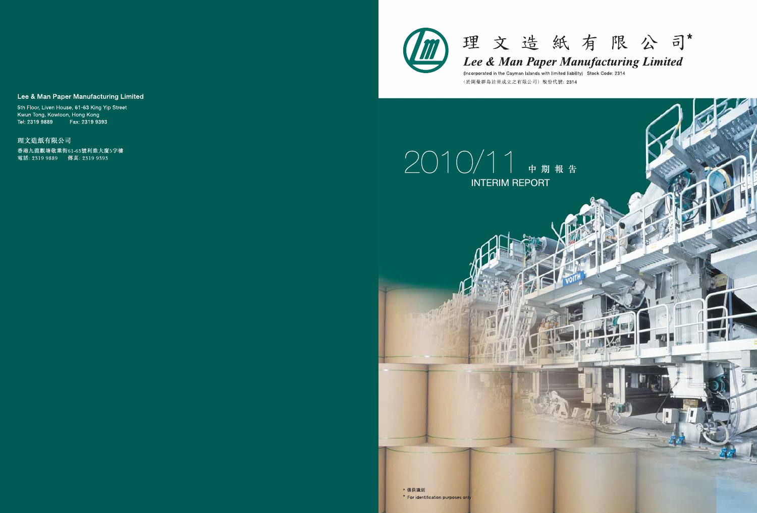**Lee & Man Paper Manufacturing Limited**

5th Floor, Liven House, 61-63 King Yip Street
Kwun Tong, Kowloon, Hong Kong
Tel: 2319 9889　　Fax: 2319 9393

**理文造紙有限公司**

香港九龍觀塘敬業街61-63號利維大廈5字樓
電話: 2319 9889　　傳真: 2319 9393

# 理文造紙有限公司*

# *Lee & Man Paper Manufacturing Limited*

(Incorporated in the Cayman Islands with limited liability)　Stock Code: 2314

（於開曼群島註冊成立之有限公司）股份代號: 2314

# 2010/11 中期報告

## INTERIM REPORT

* 僅供識別

* For identification purposes only